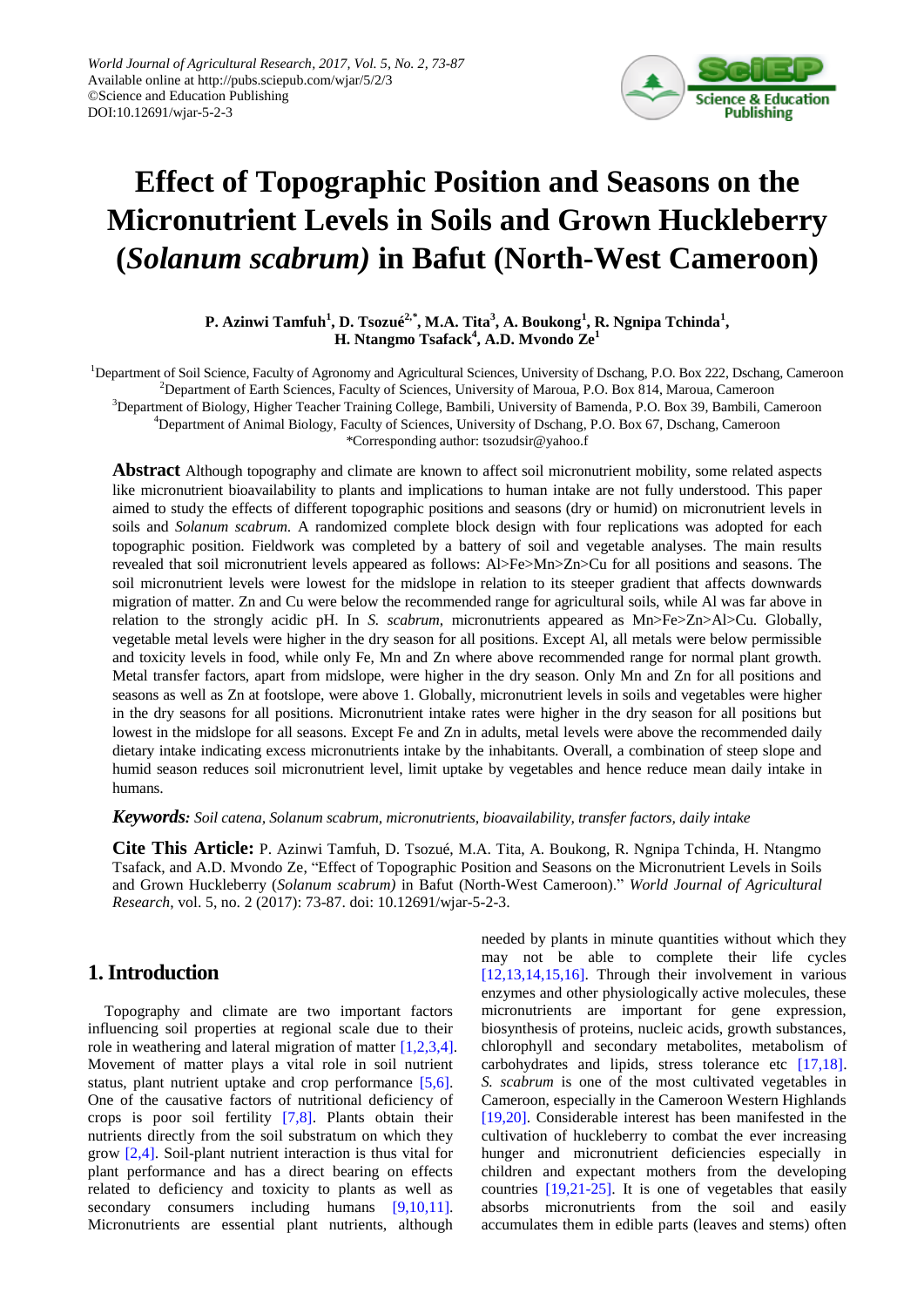# Effect of Topographic Position and Seasons on the Micronutrient Levels in Soils and Grown Huckleberry (*Solanum scabrum)* in Bafut (North-West Cameroon)

**P. Azinwi Tamfuh[1], D. Tsozué[2,*], M.A. Tita[3], A. Boukong[1], R. Ngnipa Tchinda[1], H. Ntangmo Tsafack[4], A.D. Mvondo Ze[1]**

[1]Department of Soil Science, Faculty of Agronomy and Agricultural Sciences, University of Dschang, P.O. Box 222, Dschang, Cameroon
[2]Department of Earth Sciences, Faculty of Sciences, University of Maroua, P.O. Box 814, Maroua, Cameroon
[3]Department of Biology, Higher Teacher Training College, Bambili, University of Bamenda, P.O. Box 39, Bambili, Cameroon
[4]Department of Animal Biology, Faculty of Sciences, University of Dschang, P.O. Box 67, Dschang, Cameroon
*Corresponding author: tsozudsir@yahoo.f

**Abstract** Although topography and climate are known to affect soil micronutrient mobility, some related aspects like micronutrient bioavailability to plants and implications to human intake are not fully understood. This paper aimed to study the effects of different topographic positions and seasons (dry or humid) on micronutrient levels in soils and *Solanum scabrum*. A randomized complete block design with four replications was adopted for each topographic position. Fieldwork was completed by a battery of soil and vegetable analyses. The main results revealed that soil micronutrient levels appeared as follows: Al>Fe>Mn>Zn>Cu for all positions and seasons. The soil micronutrient levels were lowest for the midslope in relation to its steeper gradient that affects downwards migration of matter. Zn and Cu were below the recommended range for agricultural soils, while Al was far above in relation to the strongly acidic pH. In *S. scabrum*, micronutrients appeared as Mn>Fe>Zn>Al>Cu. Globally, vegetable metal levels were higher in the dry season for all positions. Except Al, all metals were below permissible and toxicity levels in food, while only Fe, Mn and Zn where above recommended range for normal plant growth. Metal transfer factors, apart from midslope, were higher in the dry season. Only Mn and Zn for all positions and seasons as well as Zn at footslope, were above 1. Globally, micronutrient levels in soils and vegetables were higher in the dry seasons for all positions. Micronutrient intake rates were higher in the dry season for all positions but lowest in the midslope for all seasons. Except Fe and Zn in adults, metal levels were above the recommended daily dietary intake indicating excess micronutrients intake by the inhabitants. Overall, a combination of steep slope and humid season reduces soil micronutrient level, limit uptake by vegetables and hence reduce mean daily intake in humans.

***Keywords:*** *Soil catena, Solanum scabrum, micronutrients, bioavailability, transfer factors, daily intake*

**Cite This Article:** P. Azinwi Tamfuh, D. Tsozué, M.A. Tita, A. Boukong, R. Ngnipa Tchinda, H. Ntangmo Tsafack, and A.D. Mvondo Ze, "Effect of Topographic Position and Seasons on the Micronutrient Levels in Soils and Grown Huckleberry (*Solanum scabrum)* in Bafut (North-West Cameroon)." *World Journal of Agricultural Research*, vol. 5, no. 2 (2017): 73-87. doi: 10.12691/wjar-5-2-3.

## 1. Introduction

Topography and climate are two important factors influencing soil properties at regional scale due to their role in weathering and lateral migration of matter [1,2,3,4]. Movement of matter plays a vital role in soil nutrient status, plant nutrient uptake and crop performance [5,6]. One of the causative factors of nutritional deficiency of crops is poor soil fertility [7,8]. Plants obtain their nutrients directly from the soil substratum on which they grow [2,4]. Soil-plant nutrient interaction is thus vital for plant performance and has a direct bearing on effects related to deficiency and toxicity to plants as well as secondary consumers including humans [9,10,11]. Micronutrients are essential plant nutrients, although needed by plants in minute quantities without which they may not be able to complete their life cycles [12,13,14,15,16]. Through their involvement in various enzymes and other physiologically active molecules, these micronutrients are important for gene expression, biosynthesis of proteins, nucleic acids, growth substances, chlorophyll and secondary metabolites, metabolism of carbohydrates and lipids, stress tolerance etc [17,18]. *S. scabrum* is one of the most cultivated vegetables in Cameroon, especially in the Cameroon Western Highlands [19,20]. Considerable interest has been manifested in the cultivation of huckleberry to combat the ever increasing hunger and micronutrient deficiencies especially in children and expectant mothers from the developing countries [19,21-25]. It is one of vegetables that easily absorbs micronutrients from the soil and easily accumulates them in edible parts (leaves and stems) often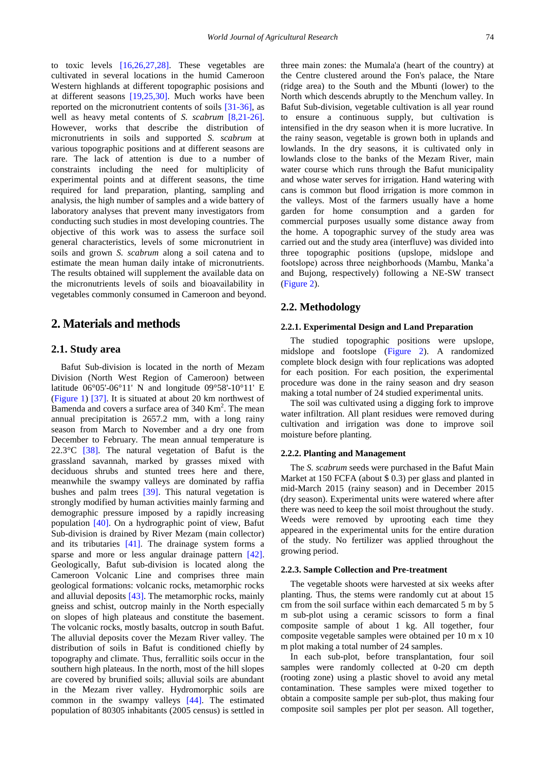to toxic levels [16,26,27,28]. These vegetables are cultivated in several locations in the humid Cameroon Western highlands at different topographic posisions and at different seasons [19,25,30]. Much works have been reported on the micronutrient contents of soils [31-36], as well as heavy metal contents of *S. scabrum* [8,21-26]. However, works that describe the distribution of micronutrients in soils and supported *S. scabrum* at various topographic positions and at different seasons are rare. The lack of attention is due to a number of constraints including the need for multiplicity of experimental points and at different seasons, the time required for land preparation, planting, sampling and analysis, the high number of samples and a wide battery of laboratory analyses that prevent many investigators from conducting such studies in most developing countries. The objective of this work was to assess the surface soil general characteristics, levels of some micronutrient in soils and grown *S. scabrum* along a soil catena and to estimate the mean human daily intake of micronutrients. The results obtained will supplement the available data on the micronutrients levels of soils and bioavailability in vegetables commonly consumed in Cameroon and beyond.

## 2. Materials and methods

### 2.1. Study area

Bafut Sub-division is located in the north of Mezam Division (North West Region of Cameroon) between latitude 06°05'-06°11' N and longitude 09°58'-10°11' E (Figure 1) [37]. It is situated at about 20 km northwest of Bamenda and covers a surface area of 340 Km$^2$. The mean annual precipitation is 2657.2 mm, with a long rainy season from March to November and a dry one from December to February. The mean annual temperature is 22.3°C [38]. The natural vegetation of Bafut is the grassland savannah, marked by grasses mixed with deciduous shrubs and stunted trees here and there, meanwhile the swampy valleys are dominated by raffia bushes and palm trees [39]. This natural vegetation is strongly modified by human activities mainly farming and demographic pressure imposed by a rapidly increasing population [40]. On a hydrographic point of view, Bafut Sub-division is drained by River Mezam (main collector) and its tributaries [41]. The drainage system forms a sparse and more or less angular drainage pattern [42]. Geologically, Bafut sub-division is located along the Cameroon Volcanic Line and comprises three main geological formations: volcanic rocks, metamorphic rocks and alluvial deposits [43]. The metamorphic rocks, mainly gneiss and schist, outcrop mainly in the North especially on slopes of high plateaus and constitute the basement. The volcanic rocks, mostly basalts, outcrop in south Bafut. The alluvial deposits cover the Mezam River valley. The distribution of soils in Bafut is conditioned chiefly by topography and climate. Thus, ferrallitic soils occur in the southern high plateaus. In the north, most of the hill slopes are covered by brunified soils; alluvial soils are abundant in the Mezam river valley. Hydromorphic soils are common in the swampy valleys [44]. The estimated population of 80305 inhabitants (2005 census) is settled in three main zones: the Mumala'a (heart of the country) at the Centre clustered around the Fon's palace, the Ntare (ridge area) to the South and the Mbunti (lower) to the North which descends abruptly to the Menchum valley. In Bafut Sub-division, vegetable cultivation is all year round to ensure a continuous supply, but cultivation is intensified in the dry season when it is more lucrative. In the rainy season, vegetable is grown both in uplands and lowlands. In the dry seasons, it is cultivated only in lowlands close to the banks of the Mezam River, main water course which runs through the Bafut municipality and whose water serves for irrigation. Hand watering with cans is common but flood irrigation is more common in the valleys. Most of the farmers usually have a home garden for home consumption and a garden for commercial purposes usually some distance away from the home. A topographic survey of the study area was carried out and the study area (interfluve) was divided into three topographic positions (upslope, midslope and footslope) across three neighborhoods (Mambu, Manka'a and Bujong, respectively) following a NE-SW transect (Figure 2).

### 2.2. Methodology

#### 2.2.1. Experimental Design and Land Preparation

The studied topographic positions were upslope, midslope and footslope (Figure 2). A randomized complete block design with four replications was adopted for each position. For each position, the experimental procedure was done in the rainy season and dry season making a total number of 24 studied experimental units.

The soil was cultivated using a digging fork to improve water infiltration. All plant residues were removed during cultivation and irrigation was done to improve soil moisture before planting.

#### 2.2.2. Planting and Management

The *S. scabrum* seeds were purchased in the Bafut Main Market at 150 FCFA (about $ 0.3) per glass and planted in mid-March 2015 (rainy season) and in December 2015 (dry season). Experimental units were watered where after there was need to keep the soil moist throughout the study. Weeds were removed by uprooting each time they appeared in the experimental units for the entire duration of the study. No fertilizer was applied throughout the growing period.

#### 2.2.3. Sample Collection and Pre-treatment

The vegetable shoots were harvested at six weeks after planting. Thus, the stems were randomly cut at about 15 cm from the soil surface within each demarcated 5 m by 5 m sub-plot using a ceramic scissors to form a final composite sample of about 1 kg. All together, four composite vegetable samples were obtained per 10 m x 10 m plot making a total number of 24 samples.

In each sub-plot, before transplantation, four soil samples were randomly collected at 0-20 cm depth (rooting zone) using a plastic shovel to avoid any metal contamination. These samples were mixed together to obtain a composite sample per sub-plot, thus making four composite soil samples per plot per season. All together,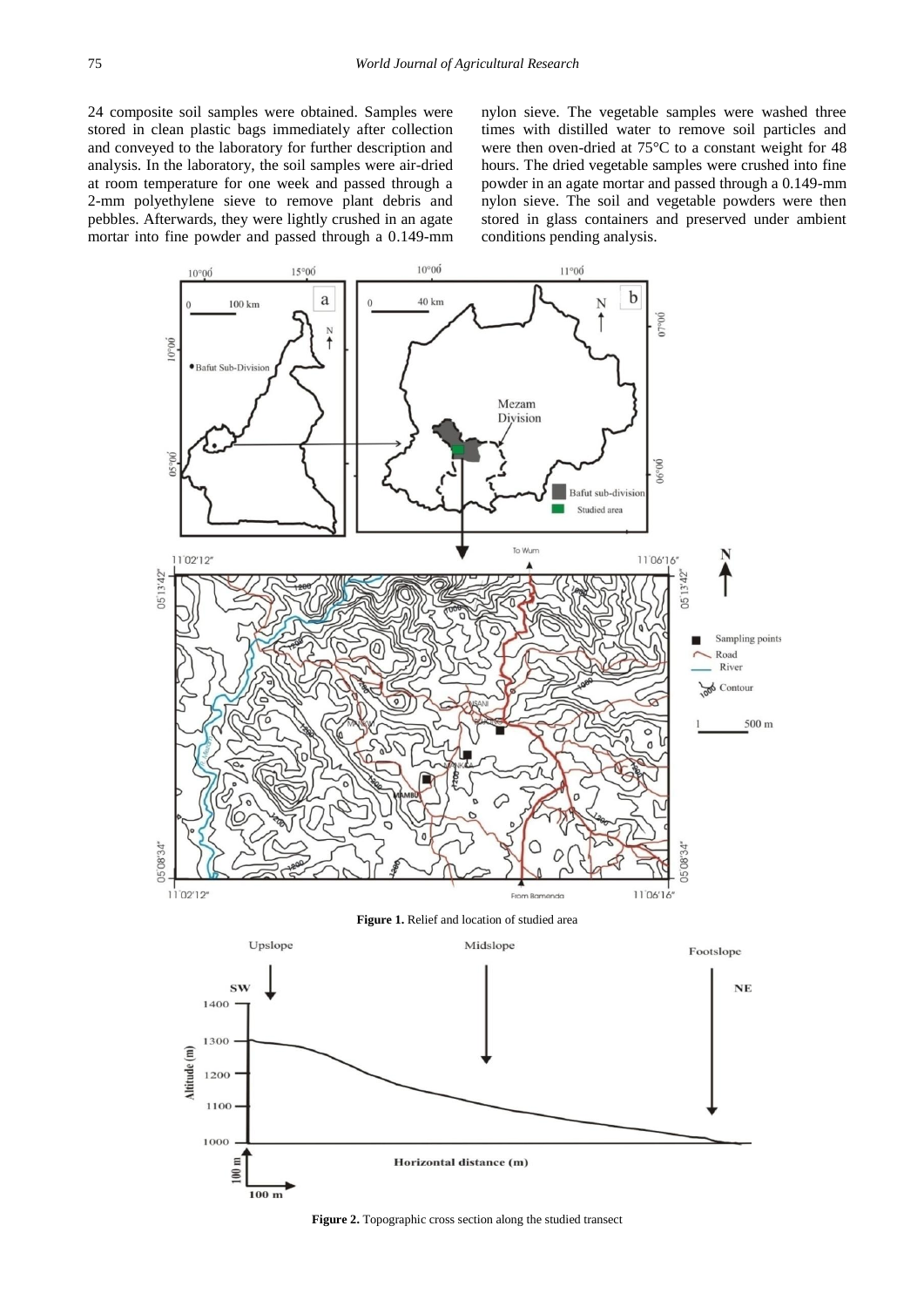24 composite soil samples were obtained. Samples were stored in clean plastic bags immediately after collection and conveyed to the laboratory for further description and analysis. In the laboratory, the soil samples were air-dried at room temperature for one week and passed through a 2-mm polyethylene sieve to remove plant debris and pebbles. Afterwards, they were lightly crushed in an agate mortar into fine powder and passed through a 0.149-mm nylon sieve. The vegetable samples were washed three times with distilled water to remove soil particles and were then oven-dried at 75°C to a constant weight for 48 hours. The dried vegetable samples were crushed into fine powder in an agate mortar and passed through a 0.149-mm nylon sieve. The soil and vegetable powders were then stored in glass containers and preserved under ambient conditions pending analysis.

**Figure 1.** Relief and location of studied area

**Figure 2.** Topographic cross section along the studied transect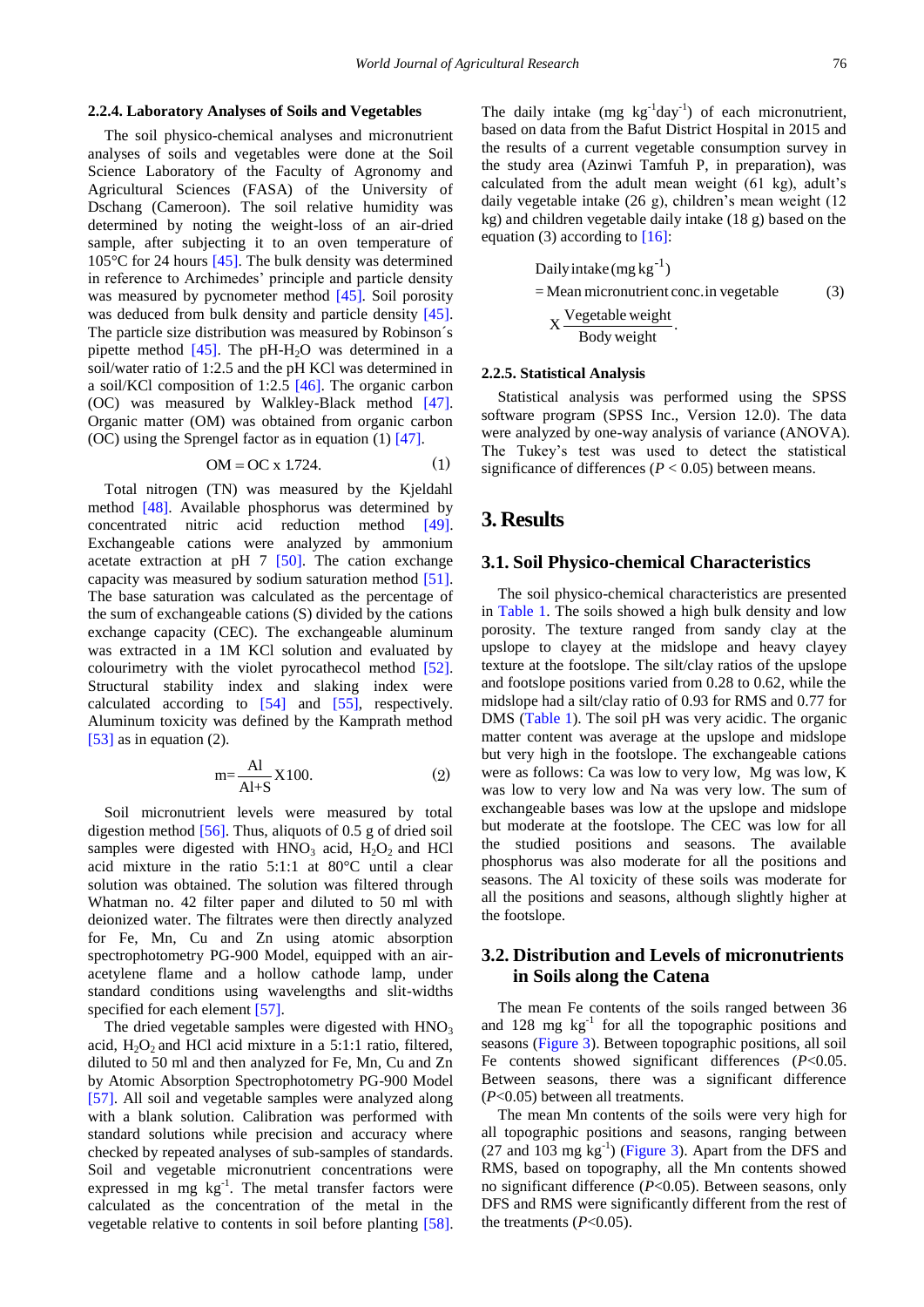#### 2.2.4. Laboratory Analyses of Soils and Vegetables

The soil physico-chemical analyses and micronutrient analyses of soils and vegetables were done at the Soil Science Laboratory of the Faculty of Agronomy and Agricultural Sciences (FASA) of the University of Dschang (Cameroon). The soil relative humidity was determined by noting the weight-loss of an air-dried sample, after subjecting it to an oven temperature of 105°C for 24 hours [45]. The bulk density was determined in reference to Archimedes' principle and particle density was measured by pycnometer method [45]. Soil porosity was deduced from bulk density and particle density [45]. The particle size distribution was measured by Robinson´s pipette method [45]. The pH-$H_2O$ was determined in a soil/water ratio of 1:2.5 and the pH KCl was determined in a soil/KCl composition of 1:2.5 [46]. The organic carbon (OC) was measured by Walkley-Black method [47]. Organic matter (OM) was obtained from organic carbon (OC) using the Sprengel factor as in equation (1) [47].

$$OM = OC \times 1.724. \tag{1}$$

Total nitrogen (TN) was measured by the Kjeldahl method [48]. Available phosphorus was determined by concentrated nitric acid reduction method [49]. Exchangeable cations were analyzed by ammonium acetate extraction at pH 7 [50]. The cation exchange capacity was measured by sodium saturation method [51]. The base saturation was calculated as the percentage of the sum of exchangeable cations (S) divided by the cations exchange capacity (CEC). The exchangeable aluminum was extracted in a 1M KCl solution and evaluated by colourimetry with the violet pyrocatechol method [52]. Structural stability index and slaking index were calculated according to [54] and [55], respectively. Aluminum toxicity was defined by the Kamprath method [53] as in equation (2).

$$m = \frac{Al}{Al + S} X100. \tag{2}$$

Soil micronutrient levels were measured by total digestion method [56]. Thus, aliquots of 0.5 g of dried soil samples were digested with $HNO_3$ acid, $H_2O_2$ and HCl acid mixture in the ratio 5:1:1 at 80°C until a clear solution was obtained. The solution was filtered through Whatman no. 42 filter paper and diluted to 50 ml with deionized water. The filtrates were then directly analyzed for Fe, Mn, Cu and Zn using atomic absorption spectrophotometry PG-900 Model, equipped with an air-acetylene flame and a hollow cathode lamp, under standard conditions using wavelengths and slit-widths specified for each element [57].

The dried vegetable samples were digested with $HNO_3$ acid, $H_2O_2$ and HCl acid mixture in a 5:1:1 ratio, filtered, diluted to 50 ml and then analyzed for Fe, Mn, Cu and Zn by Atomic Absorption Spectrophotometry PG-900 Model [57]. All soil and vegetable samples were analyzed along with a blank solution. Calibration was performed with standard solutions while precision and accuracy where checked by repeated analyses of sub-samples of standards. Soil and vegetable micronutrient concentrations were expressed in mg $kg^{-1}$. The metal transfer factors were calculated as the concentration of the metal in the vegetable relative to contents in soil before planting [58].

The daily intake (mg $kg^{-1}day^{-1}$) of each micronutrient, based on data from the Bafut District Hospital in 2015 and the results of a current vegetable consumption survey in the study area (Azinwi Tamfuh P, in preparation), was calculated from the adult mean weight (61 kg), adult's daily vegetable intake (26 g), children's mean weight (12 kg) and children vegetable daily intake (18 g) based on the equation (3) according to [16]:

$$\text{Daily intake (mg kg}^{-1}) = \text{Mean micronutrient conc. in vegetable} \; X \frac{\text{Vegetable weight}}{\text{Body weight}}. \tag{3}$$

#### 2.2.5. Statistical Analysis

Statistical analysis was performed using the SPSS software program (SPSS Inc., Version 12.0). The data were analyzed by one-way analysis of variance (ANOVA). The Tukey's test was used to detect the statistical significance of differences ($P < 0.05$) between means.

# 3. Results

## 3.1. Soil Physico-chemical Characteristics

The soil physico-chemical characteristics are presented in Table 1. The soils showed a high bulk density and low porosity. The texture ranged from sandy clay at the upslope to clayey at the midslope and heavy clayey texture at the footslope. The silt/clay ratios of the upslope and footslope positions varied from 0.28 to 0.62, while the midslope had a silt/clay ratio of 0.93 for RMS and 0.77 for DMS (Table 1). The soil pH was very acidic. The organic matter content was average at the upslope and midslope but very high in the footslope. The exchangeable cations were as follows: Ca was low to very low, Mg was low, K was low to very low and Na was very low. The sum of exchangeable bases was low at the upslope and midslope but moderate at the footslope. The CEC was low for all the studied positions and seasons. The available phosphorus was also moderate for all the positions and seasons. The Al toxicity of these soils was moderate for all the positions and seasons, although slightly higher at the footslope.

## 3.2. Distribution and Levels of micronutrients in Soils along the Catena

The mean Fe contents of the soils ranged between 36 and 128 mg $kg^{-1}$ for all the topographic positions and seasons (Figure 3). Between topographic positions, all soil Fe contents showed significant differences ($P<0.05$. Between seasons, there was a significant difference ($P<0.05$) between all treatments.

The mean Mn contents of the soils were very high for all topographic positions and seasons, ranging between (27 and 103 mg $kg^{-1}$) (Figure 3). Apart from the DFS and RMS, based on topography, all the Mn contents showed no significant difference ($P<0.05$). Between seasons, only DFS and RMS were significantly different from the rest of the treatments ($P<0.05$).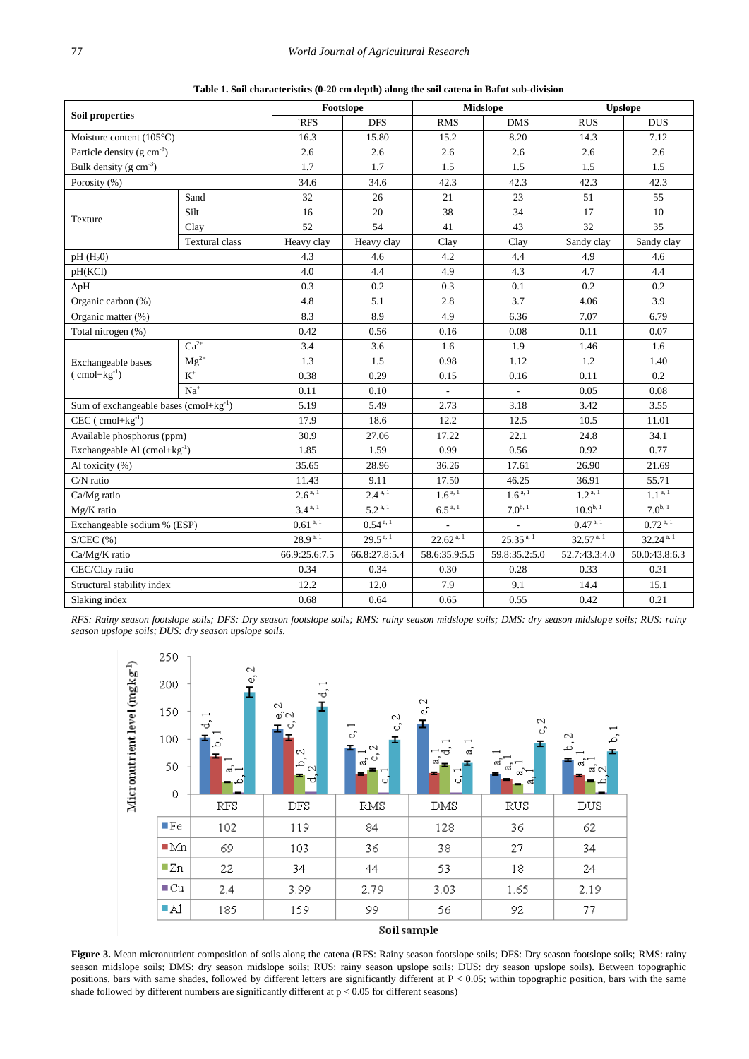**Table 1. Soil characteristics (0-20 cm depth) along the soil catena in Bafut sub-division**

| Soil properties | | Footslope | | Midslope | | Upslope | |
|---|---|---|---|---|---|---|---|
| | | `RFS | DFS | RMS | DMS | RUS | DUS |
| Moisture content (105°C) | | 16.3 | 15.80 | 15.2 | 8.20 | 14.3 | 7.12 |
| Particle density (g $cm^{-3}$) | | 2.6 | 2.6 | 2.6 | 2.6 | 2.6 | 2.6 |
| Bulk density (g $cm^{-3}$) | | 1.7 | 1.7 | 1.5 | 1.5 | 1.5 | 1.5 |
| Porosity (%) | | 34.6 | 34.6 | 42.3 | 42.3 | 42.3 | 42.3 |
| Texture | Sand | 32 | 26 | 21 | 23 | 51 | 55 |
| | Silt | 16 | 20 | 38 | 34 | 17 | 10 |
| | Clay | 52 | 54 | 41 | 43 | 32 | 35 |
| | Textural class | Heavy clay | Heavy clay | Clay | Clay | Sandy clay | Sandy clay |
| pH ($H_2$0) | | 4.3 | 4.6 | 4.2 | 4.4 | 4.9 | 4.6 |
| pH(KCl) | | 4.0 | 4.4 | 4.9 | 4.3 | 4.7 | 4.4 |
| ΔpH | | 0.3 | 0.2 | 0.3 | 0.1 | 0.2 | 0.2 |
| Organic carbon (%) | | 4.8 | 5.1 | 2.8 | 3.7 | 4.06 | 3.9 |
| Organic matter (%) | | 8.3 | 8.9 | 4.9 | 6.36 | 7.07 | 6.79 |
| Total nitrogen (%) | | 0.42 | 0.56 | 0.16 | 0.08 | 0.11 | 0.07 |
| Exchangeable bases ( cmol+$kg^{-1}$) | $Ca^{2+}$ | 3.4 | 3.6 | 1.6 | 1.9 | 1.46 | 1.6 |
| | $Mg^{2+}$ | 1.3 | 1.5 | 0.98 | 1.12 | 1.2 | 1.40 |
| | $K^+$ | 0.38 | 0.29 | 0.15 | 0.16 | 0.11 | 0.2 |
| | $Na^+$ | 0.11 | 0.10 | - | - | 0.05 | 0.08 |
| Sum of exchangeable bases (cmol+$kg^{-1}$) | | 5.19 | 5.49 | 2.73 | 3.18 | 3.42 | 3.55 |
| CEC ( cmol+$kg^{-1}$) | | 17.9 | 18.6 | 12.2 | 12.5 | 10.5 | 11.01 |
| Available phosphorus (ppm) | | 30.9 | 27.06 | 17.22 | 22.1 | 24.8 | 34.1 |
| Exchangeable Al (cmol+$kg^{-1}$) | | 1.85 | 1.59 | 0.99 | 0.56 | 0.92 | 0.77 |
| Al toxicity (%) | | 35.65 | 28.96 | 36.26 | 17.61 | 26.90 | 21.69 |
| C/N ratio | | 11.43 | 9.11 | 17.50 | 46.25 | 36.91 | 55.71 |
| Ca/Mg ratio | | $2.6^{a, 1}$ | $2.4^{a, 1}$ | $1.6^{a, 1}$ | $1.6^{a, 1}$ | $1.2^{a, 1}$ | $1.1^{a, 1}$ |
| Mg/K ratio | | $3.4^{a, 1}$ | $5.2^{a, 1}$ | $6.5^{a, 1}$ | $7.0^{b, 1}$ | $10.9^{b, 1}$ | $7.0^{b, 1}$ |
| Exchangeable sodium % (ESP) | | $0.61^{a, 1}$ | $0.54^{a, 1}$ | - | - | $0.47^{a, 1}$ | $0.72^{a, 1}$ |
| S/CEC (%) | | $28.9^{a, 1}$ | $29.5^{a, 1}$ | $22.62^{a, 1}$ | $25.35^{a, 1}$ | $32.57^{a, 1}$ | $32.24^{a, 1}$ |
| Ca/Mg/K ratio | | 66.9:25.6:7.5 | 66.8:27.8:5.4 | 58.6:35.9:5.5 | 59.8:35.2:5.0 | 52.7:43.3:4.0 | 50.0:43.8:6.3 |
| CEC/Clay ratio | | 0.34 | 0.34 | 0.30 | 0.28 | 0.33 | 0.31 |
| Structural stability index | | 12.2 | 12.0 | 7.9 | 9.1 | 14.4 | 15.1 |
| Slaking index | | 0.68 | 0.64 | 0.65 | 0.55 | 0.42 | 0.21 |

*RFS: Rainy season footslope soils; DFS: Dry season footslope soils; RMS: rainy season midslope soils; DMS: dry season midslope soils; RUS: rainy season upslope soils; DUS: dry season upslope soils.*

| Micronutrient level (mg $kg^{-1}$) | RFS | DFS | RMS | DMS | RUS | DUS |
|---|---|---|---|---|---|---|
| Fe | 102 | 119 | 84 | 128 | 36 | 62 |
| Mn | 69 | 103 | 36 | 38 | 27 | 34 |
| Zn | 22 | 34 | 44 | 53 | 18 | 24 |
| Cu | 2.4 | 3.99 | 2.79 | 3.03 | 1.65 | 2.19 |
| Al | 185 | 159 | 99 | 56 | 92 | 77 |

**Figure 3.** Mean micronutrient composition of soils along the catena (RFS: Rainy season footslope soils; DFS: Dry season footslope soils; RMS: rainy season midslope soils; DMS: dry season midslope soils; RUS: rainy season upslope soils; DUS: dry season upslope soils). Between topographic positions, bars with same shades, followed by different letters are significantly different at $P < 0.05$; within topographic position, bars with the same shade followed by different numbers are significantly different at $p < 0.05$ for different seasons)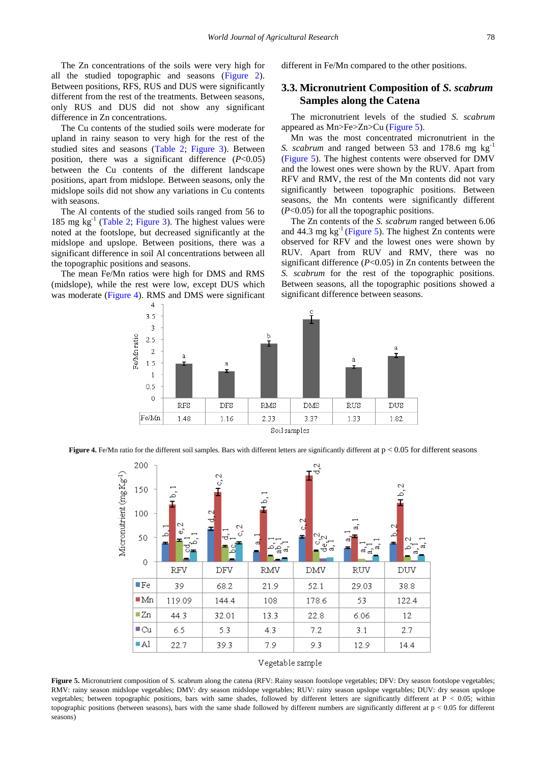The Zn concentrations of the soils were very high for all the studied topographic positions and seasons (Figure 2). Between positions, RFS, RUS and DUS were significantly different from the rest of the treatments. Between seasons, only RUS and DUS did not show any significant difference in Zn concentrations.

The Cu contents of the studied soils were moderate for upland in rainy season to very high for the rest of the studied sites and seasons (Table 2; Figure 3). Between position, there was a significant difference ($P<0.05$) between the Cu contents of the different landscape positions, apart from midslope. Between seasons, only the midslope soils did not show any variations in Cu contents with seasons.

The Al contents of the studied soils ranged from 56 to 185 mg $kg^{-1}$ (Table 2; Figure 3). The highest values were noted at the footslope, but decreased significantly at the midslope and upslope. Between positions, there was a significant difference in soil Al concentrations between all the topographic positions and seasons.

The mean Fe/Mn ratios were high for DMS and RMS (midslope), while the rest were low, except DUS which was moderate (Figure 4). RMS and DMS were significant different in Fe/Mn compared to the other positions.

## 3.3. Micronutrient Composition of *S. scabrum* Samples along the Catena

The micronutrient levels of the studied *S. scabrum* appeared as Mn>Fe>Zn>Cu (Figure 5).

Mn was the most concentrated micronutrient in the *S. scabrum* and ranged between 53 and 178.6 mg $kg^{-1}$ (Figure 5). The highest contents were observed for DMV and the lowest ones were shown by the RUV. Apart from RFV and RMV, the rest of the Mn contents did not vary significantly between topographic positions. Between seasons, the Mn contents were significantly different ($P<0.05$) for all the topographic positions.

The Zn contents of the *S. scabrum* ranged between 6.06 and 44.3 mg $kg^{-1}$ (Figure 5). The highest Zn contents were observed for RFV and the lowest ones were shown by RUV. Apart from RUV and RMV, there was no significant difference ($P<0.05$) in Zn contents between the *S. scabrum* for the rest of the topographic positions. Between seasons, all the topographic positions showed a significant difference between seasons.

| | RFS | DFS | RMS | DMS | RUS | DUS |
|---|---|---|---|---|---|---|
| Fe/Mn | 1.48 | 1.16 | 2.33 | 3.37 | 1.33 | 1.82 |

**Figure 4.** Fe/Mn ratio for the different soil samples. Bars with different letters are significantly different at p < 0.05 for different seasons

| | RFV | DFV | RMV | DMV | RUV | DUV |
|---|---|---|---|---|---|---|
| Fe | 39 | 68.2 | 21.9 | 52.1 | 29.03 | 38.8 |
| Mn | 119.09 | 144.4 | 108 | 178.6 | 53 | 122.4 |
| Zn | 44.3 | 32.01 | 13.3 | 22.8 | 6.06 | 12 |
| Cu | 6.5 | 5.3 | 4.3 | 7.2 | 3.1 | 2.7 |
| Al | 22.7 | 39.3 | 7.9 | 9.3 | 12.9 | 14.4 |

**Figure 5.** Micronutrient composition of S. scabrum along the catena (RFV: Rainy season footslope vegetables; DFV: Dry season footslope vegetables; RMV: rainy season midslope vegetables; DMV: dry season midslope vegetables; RUV: rainy season upslope vegetables; DUV: dry season upslope vegetables; between topographic positions, bars with same shades, followed by different letters are significantly different at P < 0.05; within topographic positions (between seasons), bars with the same shade followed by different numbers are significantly different at p < 0.05 for different seasons)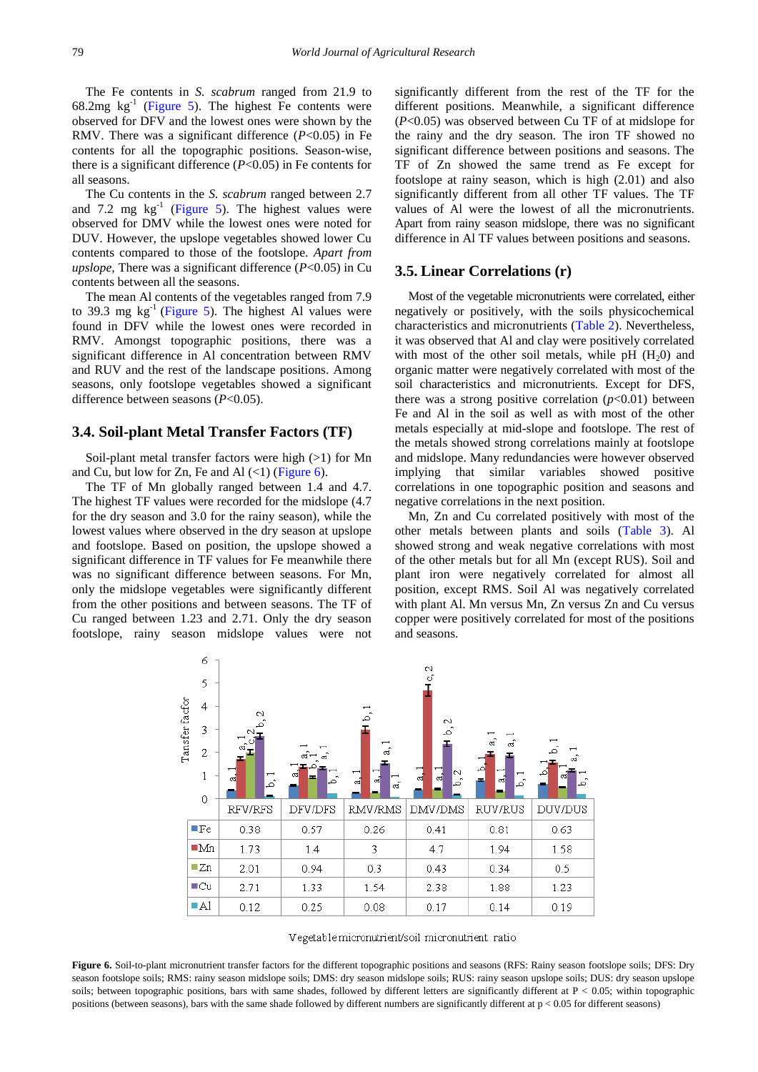The Fe contents in *S. scabrum* ranged from 21.9 to 68.2mg $kg^{-1}$ (Figure 5). The highest Fe contents were observed for DFV and the lowest ones were shown by the RMV. There was a significant difference ($P<0.05$) in Fe contents for all the topographic positions. Season-wise, there is a significant difference ($P<0.05$) in Fe contents for all seasons.

The Cu contents in the *S. scabrum* ranged between 2.7 and 7.2 mg $kg^{-1}$ (Figure 5). The highest values were observed for DMV while the lowest ones were noted for DUV. However, the upslope vegetables showed lower Cu contents compared to those of the footslope. *Apart from upslope*, There was a significant difference ($P<0.05$) in Cu contents between all the seasons.

The mean Al contents of the vegetables ranged from 7.9 to 39.3 mg $kg^{-1}$ (Figure 5). The highest Al values were found in DFV while the lowest ones were recorded in RMV. Amongst topographic positions, there was a significant difference in Al concentration between RMV and RUV and the rest of the landscape positions. Among seasons, only footslope vegetables showed a significant difference between seasons ($P<0.05$).

### 3.4. Soil-plant Metal Transfer Factors (TF)

Soil-plant metal transfer factors were high (>1) for Mn and Cu, but low for Zn, Fe and Al (<1) (Figure 6).

The TF of Mn globally ranged between 1.4 and 4.7. The highest TF values were recorded for the midslope (4.7 for the dry season and 3.0 for the rainy season), while the lowest values where observed in the dry season at upslope and footslope. Based on position, the upslope showed a significant difference in TF values for Fe meanwhile there was no significant difference between seasons. For Mn, only the midslope vegetables were significantly different from the other positions and between seasons. The TF of Cu ranged between 1.23 and 2.71. Only the dry season footslope, rainy season midslope values were not significantly different from the rest of the TF for the different positions. Meanwhile, a significant difference ($P<0.05$) was observed between Cu TF of at midslope for the rainy and the dry season. The iron TF showed no significant difference between positions and seasons. The TF of Zn showed the same trend as Fe except for footslope at rainy season, which is high (2.01) and also significantly different from all other TF values. The TF values of Al were the lowest of all the micronutrients. Apart from rainy season midslope, there was no significant difference in Al TF values between positions and seasons.

### 3.5. Linear Correlations (r)

Most of the vegetable micronutrients were correlated, either negatively or positively, with the soils physicochemical characteristics and micronutrients (Table 2). Nevertheless, it was observed that Al and clay were positively correlated with most of the other soil metals, while pH ($H_20$) and organic matter were negatively correlated with most of the soil characteristics and micronutrients. Except for DFS, there was a strong positive correlation ($p<0.01$) between Fe and Al in the soil as well as with most of the other metals especially at mid-slope and footslope. The rest of the metals showed strong correlations mainly at footslope and midslope. Many redundancies were however observed implying that similar variables showed positive correlations in one topographic position and seasons and negative correlations in the next position.

Mn, Zn and Cu correlated positively with most of the other metals between plants and soils (Table 3). Al showed strong and weak negative correlations with most of the other metals but for all Mn (except RUS). Soil and plant iron were negatively correlated for almost all position, except RMS. Soil Al was negatively correlated with plant Al. Mn versus Mn, Zn versus Zn and Cu versus copper were positively correlated for most of the positions and seasons.

| | RFV/RFS | DFV/DFS | RMV/RMS | DMV/DMS | RUV/RUS | DUV/DUS |
|---|---|---|---|---|---|---|
| Fe | 0.38 | 0.57 | 0.26 | 0.41 | 0.81 | 0.63 |
| Mn | 1.73 | 1.4 | 3 | 4.7 | 1.94 | 1.58 |
| Zn | 2.01 | 0.94 | 0.3 | 0.43 | 0.34 | 0.5 |
| Cu | 2.71 | 1.33 | 1.54 | 2.38 | 1.88 | 1.23 |
| Al | 0.12 | 0.25 | 0.08 | 0.17 | 0.14 | 0.19 |

Vegetable micronutrient/soil micronutrient ratio

**Figure 6.** Soil-to-plant micronutrient transfer factors for the different topographic positions and seasons (RFS: Rainy season footslope soils; DFS: Dry season footslope soils; RMS: rainy season midslope soils; DMS: dry season midslope soils; RUS: rainy season upslope soils; DUS: dry season upslope soils; between topographic positions, bars with same shades, followed by different letters are significantly different at $P < 0.05$; within topographic positions (between seasons), bars with the same shade followed by different numbers are significantly different at $p < 0.05$ for different seasons)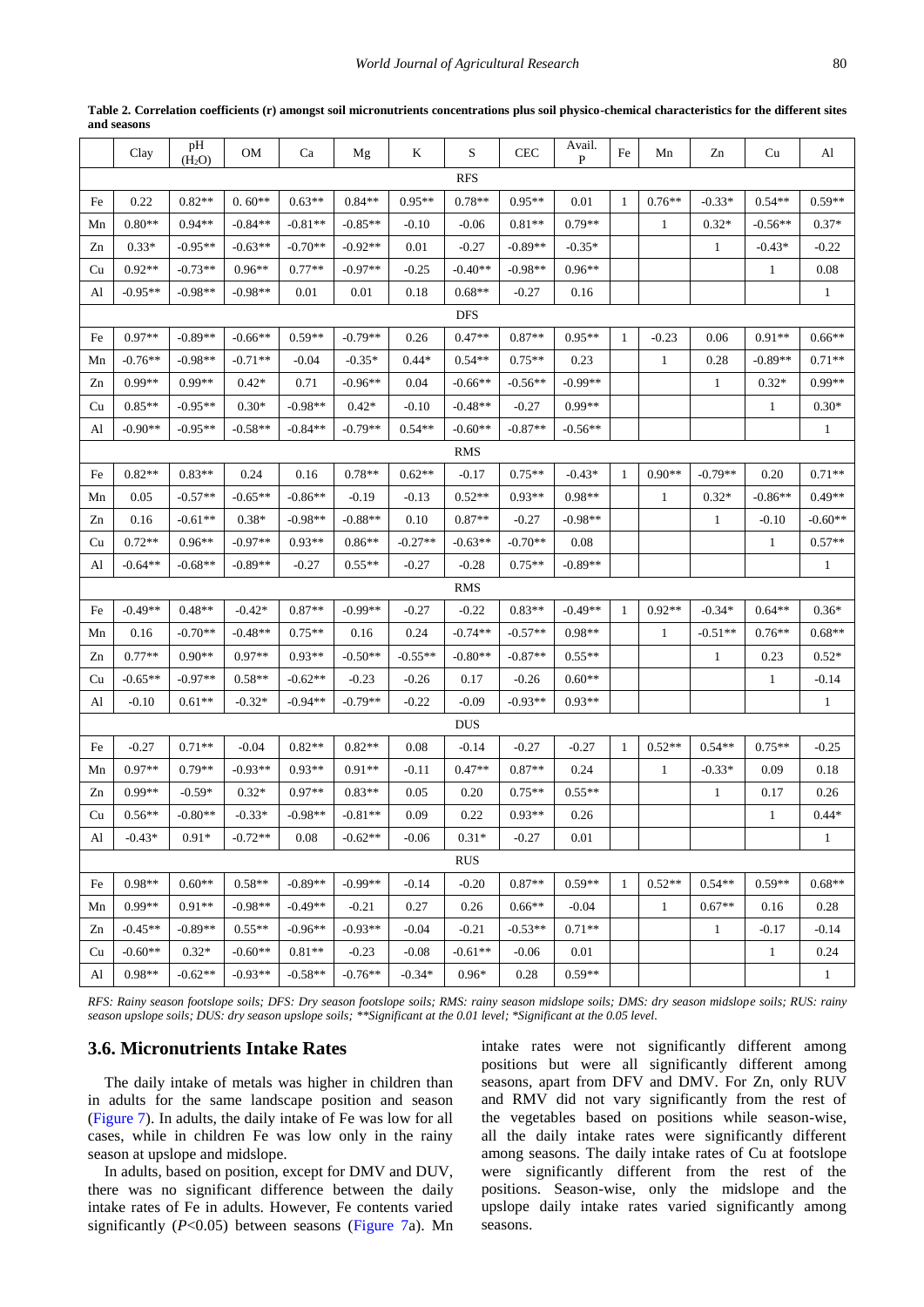**Table 2. Correlation coefficients (r) amongst soil micronutrients concentrations plus soil physico-chemical characteristics for the different sites and seasons**

| | Clay | pH ($H_2O$) | OM | Ca | Mg | K | S | CEC | Avail. P | Fe | Mn | Zn | Cu | Al |
|---|---|---|---|---|---|---|---|---|---|---|---|---|---|---|
| | | | | | | | RFS | | | | | | | |
| Fe | 0.22 | 0.82** | 0. 60** | 0.63** | 0.84** | 0.95** | 0.78** | 0.95** | 0.01 | 1 | 0.76** | -0.33* | 0.54** | 0.59** |
| Mn | 0.80** | 0.94** | -0.84** | -0.81** | -0.85** | -0.10 | -0.06 | 0.81** | 0.79** | | 1 | 0.32* | -0.56** | 0.37* |
| Zn | 0.33* | -0.95** | -0.63** | -0.70** | -0.92** | 0.01 | -0.27 | -0.89** | -0.35* | | | 1 | -0.43* | -0.22 |
| Cu | 0.92** | -0.73** | 0.96** | 0.77** | -0.97** | -0.25 | -0.40** | -0.98** | 0.96** | | | | 1 | 0.08 |
| Al | -0.95** | -0.98** | -0.98** | 0.01 | 0.01 | 0.18 | 0.68** | -0.27 | 0.16 | | | | | 1 |
| | | | | | | | DFS | | | | | | | |
| Fe | 0.97** | -0.89** | -0.66** | 0.59** | -0.79** | 0.26 | 0.47** | 0.87** | 0.95** | 1 | -0.23 | 0.06 | 0.91** | 0.66** |
| Mn | -0.76** | -0.98** | -0.71** | -0.04 | -0.35* | 0.44* | 0.54** | 0.75** | 0.23 | | 1 | 0.28 | -0.89** | 0.71** |
| Zn | 0.99** | 0.99** | 0.42* | 0.71 | -0.96** | 0.04 | -0.66** | -0.56** | -0.99** | | | 1 | 0.32* | 0.99** |
| Cu | 0.85** | -0.95** | 0.30* | -0.98** | 0.42* | -0.10 | -0.48** | -0.27 | 0.99** | | | | 1 | 0.30* |
| Al | -0.90** | -0.95** | -0.58** | -0.84** | -0.79** | 0.54** | -0.60** | -0.87** | -0.56** | | | | | 1 |
| | | | | | | | RMS | | | | | | | |
| Fe | 0.82** | 0.83** | 0.24 | 0.16 | 0.78** | 0.62** | -0.17 | 0.75** | -0.43* | 1 | 0.90** | -0.79** | 0.20 | 0.71** |
| Mn | 0.05 | -0.57** | -0.65** | -0.86** | -0.19 | -0.13 | 0.52** | 0.93** | 0.98** | | 1 | 0.32* | -0.86** | 0.49** |
| Zn | 0.16 | -0.61** | 0.38* | -0.98** | -0.88** | 0.10 | 0.87** | -0.27 | -0.98** | | | 1 | -0.10 | -0.60** |
| Cu | 0.72** | 0.96** | -0.97** | 0.93** | 0.86** | -0.27** | -0.63** | -0.70** | 0.08 | | | | 1 | 0.57** |
| Al | -0.64** | -0.68** | -0.89** | -0.27 | 0.55** | -0.27 | -0.28 | 0.75** | -0.89** | | | | | 1 |
| | | | | | | | RMS | | | | | | | |
| Fe | -0.49** | 0.48** | -0.42* | 0.87** | -0.99** | -0.27 | -0.22 | 0.83** | -0.49** | 1 | 0.92** | -0.34* | 0.64** | 0.36* |
| Mn | 0.16 | -0.70** | -0.48** | 0.75** | 0.16 | 0.24 | -0.74** | -0.57** | 0.98** | | 1 | -0.51** | 0.76** | 0.68** |
| Zn | 0.77** | 0.90** | 0.97** | 0.93** | -0.50** | -0.55** | -0.80** | -0.87** | 0.55** | | | 1 | 0.23 | 0.52* |
| Cu | -0.65** | -0.97** | 0.58** | -0.62** | -0.23 | -0.26 | 0.17 | -0.26 | 0.60** | | | | 1 | -0.14 |
| Al | -0.10 | 0.61** | -0.32* | -0.94** | -0.79** | -0.22 | -0.09 | -0.93** | 0.93** | | | | | 1 |
| | | | | | | | DUS | | | | | | | |
| Fe | -0.27 | 0.71** | -0.04 | 0.82** | 0.82** | 0.08 | -0.14 | -0.27 | -0.27 | 1 | 0.52** | 0.54** | 0.75** | -0.25 |
| Mn | 0.97** | 0.79** | -0.93** | 0.93** | 0.91** | -0.11 | 0.47** | 0.87** | 0.24 | | 1 | -0.33* | 0.09 | 0.18 |
| Zn | 0.99** | -0.59* | 0.32* | 0.97** | 0.83** | 0.05 | 0.20 | 0.75** | 0.55** | | | 1 | 0.17 | 0.26 |
| Cu | 0.56** | -0.80** | -0.33* | -0.98** | -0.81** | 0.09 | 0.22 | 0.93** | 0.26 | | | | 1 | 0.44* |
| Al | -0.43* | 0.91* | -0.72** | 0.08 | -0.62** | -0.06 | 0.31* | -0.27 | 0.01 | | | | | 1 |
| | | | | | | | RUS | | | | | | | |
| Fe | 0.98** | 0.60** | 0.58** | -0.89** | -0.99** | -0.14 | -0.20 | 0.87** | 0.59** | 1 | 0.52** | 0.54** | 0.59** | 0.68** |
| Mn | 0.99** | 0.91** | -0.98** | -0.49** | -0.21 | 0.27 | 0.26 | 0.66** | -0.04 | | 1 | 0.67** | 0.16 | 0.28 |
| Zn | -0.45** | -0.89** | 0.55** | -0.96** | -0.93** | -0.04 | -0.21 | -0.53** | 0.71** | | | 1 | -0.17 | -0.14 |
| Cu | -0.60** | 0.32* | -0.60** | 0.81** | -0.23 | -0.08 | -0.61** | -0.06 | 0.01 | | | | 1 | 0.24 |
| Al | 0.98** | -0.62** | -0.93** | -0.58** | -0.76** | -0.34* | 0.96* | 0.28 | 0.59** | | | | | 1 |

*RFS: Rainy season footslope soils; DFS: Dry season footslope soils; RMS: rainy season midslope soils; DMS: dry season midslope soils; RUS: rainy season upslope soils; DUS: dry season upslope soils; **Significant at the 0.01 level; *Significant at the 0.05 level.*

### 3.6. Micronutrients Intake Rates

The daily intake of metals was higher in children than in adults for the same landscape position and season (Figure 7). In adults, the daily intake of Fe was low for all cases, while in children Fe was low only in the rainy season at upslope and midslope.

In adults, based on position, except for DMV and DUV, there was no significant difference between the daily intake rates of Fe in adults. However, Fe contents varied significantly ($P<0.05$) between seasons (Figure 7a). Mn intake rates were not significantly different among positions but were all significantly different among seasons, apart from DFV and DMV. For Zn, only RUV and RMV did not vary significantly from the rest of the vegetables based on positions while season-wise, all the daily intake rates were significantly different among seasons. The daily intake rates of Cu at footslope were significantly different from the rest of the positions. Season-wise, only the midslope and the upslope daily intake rates varied significantly among seasons.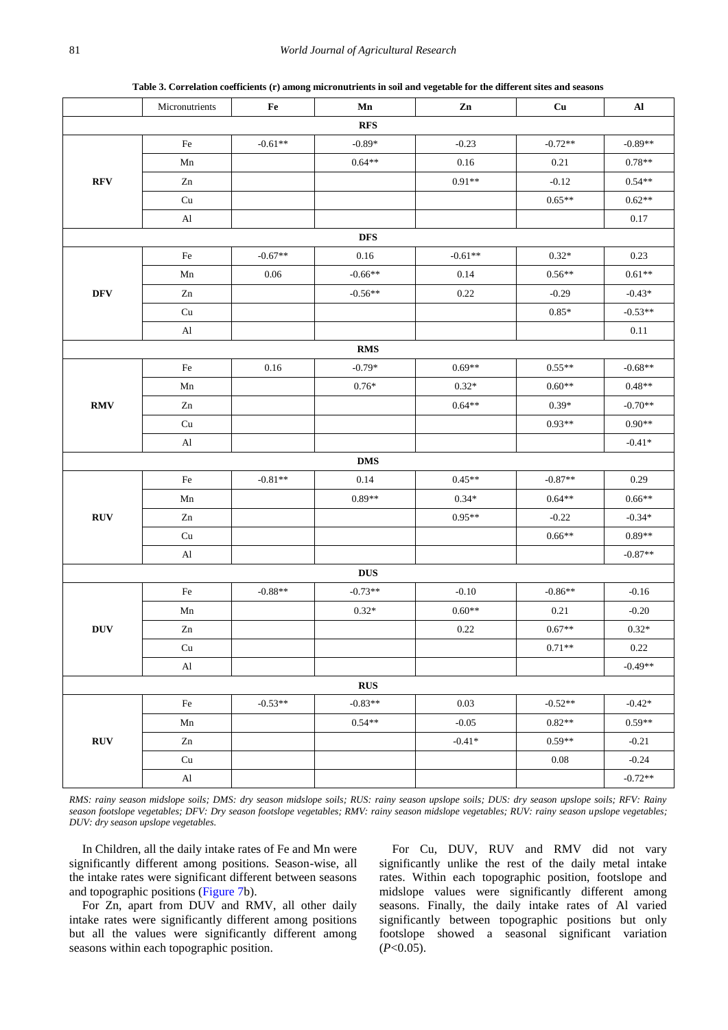**Table 3. Correlation coefficients (r) among micronutrients in soil and vegetable for the different sites and seasons**

| | Micronutrients | Fe | Mn | Zn | Cu | Al |
|---|---|---|---|---|---|---|
| | | | **RFS** | | | |
| **RFV** | Fe | -0.61** | -0.89* | -0.23 | -0.72** | -0.89** |
| | Mn | | 0.64** | 0.16 | 0.21 | 0.78** |
| | Zn | | | 0.91** | -0.12 | 0.54** |
| | Cu | | | | 0.65** | 0.62** |
| | Al | | | | | 0.17 |
| | | | **DFS** | | | |
| **DFV** | Fe | -0.67** | 0.16 | -0.61** | 0.32* | 0.23 |
| | Mn | 0.06 | -0.66** | 0.14 | 0.56** | 0.61** |
| | Zn | | -0.56** | 0.22 | -0.29 | -0.43* |
| | Cu | | | | 0.85* | -0.53** |
| | Al | | | | | 0.11 |
| | | | **RMS** | | | |
| **RMV** | Fe | 0.16 | -0.79* | 0.69** | 0.55** | -0.68** |
| | Mn | | 0.76* | 0.32* | 0.60** | 0.48** |
| | Zn | | | 0.64** | 0.39* | -0.70** |
| | Cu | | | | 0.93** | 0.90** |
| | Al | | | | | -0.41* |
| | | | **DMS** | | | |
| **RUV** | Fe | -0.81** | 0.14 | 0.45** | -0.87** | 0.29 |
| | Mn | | 0.89** | 0.34* | 0.64** | 0.66** |
| | Zn | | | 0.95** | -0.22 | -0.34* |
| | Cu | | | | 0.66** | 0.89** |
| | Al | | | | | -0.87** |
| | | | **DUS** | | | |
| **DUV** | Fe | -0.88** | -0.73** | -0.10 | -0.86** | -0.16 |
| | Mn | | 0.32* | 0.60** | 0.21 | -0.20 |
| | Zn | | | 0.22 | 0.67** | 0.32* |
| | Cu | | | | 0.71** | 0.22 |
| | Al | | | | | -0.49** |
| | | | **RUS** | | | |
| **RUV** | Fe | -0.53** | -0.83** | 0.03 | -0.52** | -0.42* |
| | Mn | | 0.54** | -0.05 | 0.82** | 0.59** |
| | Zn | | | -0.41* | 0.59** | -0.21 |
| | Cu | | | | 0.08 | -0.24 |
| | Al | | | | | -0.72** |

*RMS: rainy season midslope soils; DMS: dry season midslope soils; RUS: rainy season upslope soils; DUS: dry season upslope soils; RFV: Rainy season footslope vegetables; DFV: Dry season footslope vegetables; RMV: rainy season midslope vegetables; RUV: rainy season upslope vegetables; DUV: dry season upslope vegetables.*

In Children, all the daily intake rates of Fe and Mn were significantly different among positions. Season-wise, all the intake rates were significant different between seasons and topographic positions (Figure 7b).

For Zn, apart from DUV and RMV, all other daily intake rates were significantly different among positions but all the values were significantly different among seasons within each topographic position.

For Cu, DUV, RUV and RMV did not vary significantly unlike the rest of the daily metal intake rates. Within each topographic position, footslope and midslope values were significantly different among seasons. Finally, the daily intake rates of Al varied significantly between topographic positions but only footslope showed a seasonal significant variation ($P<0.05$).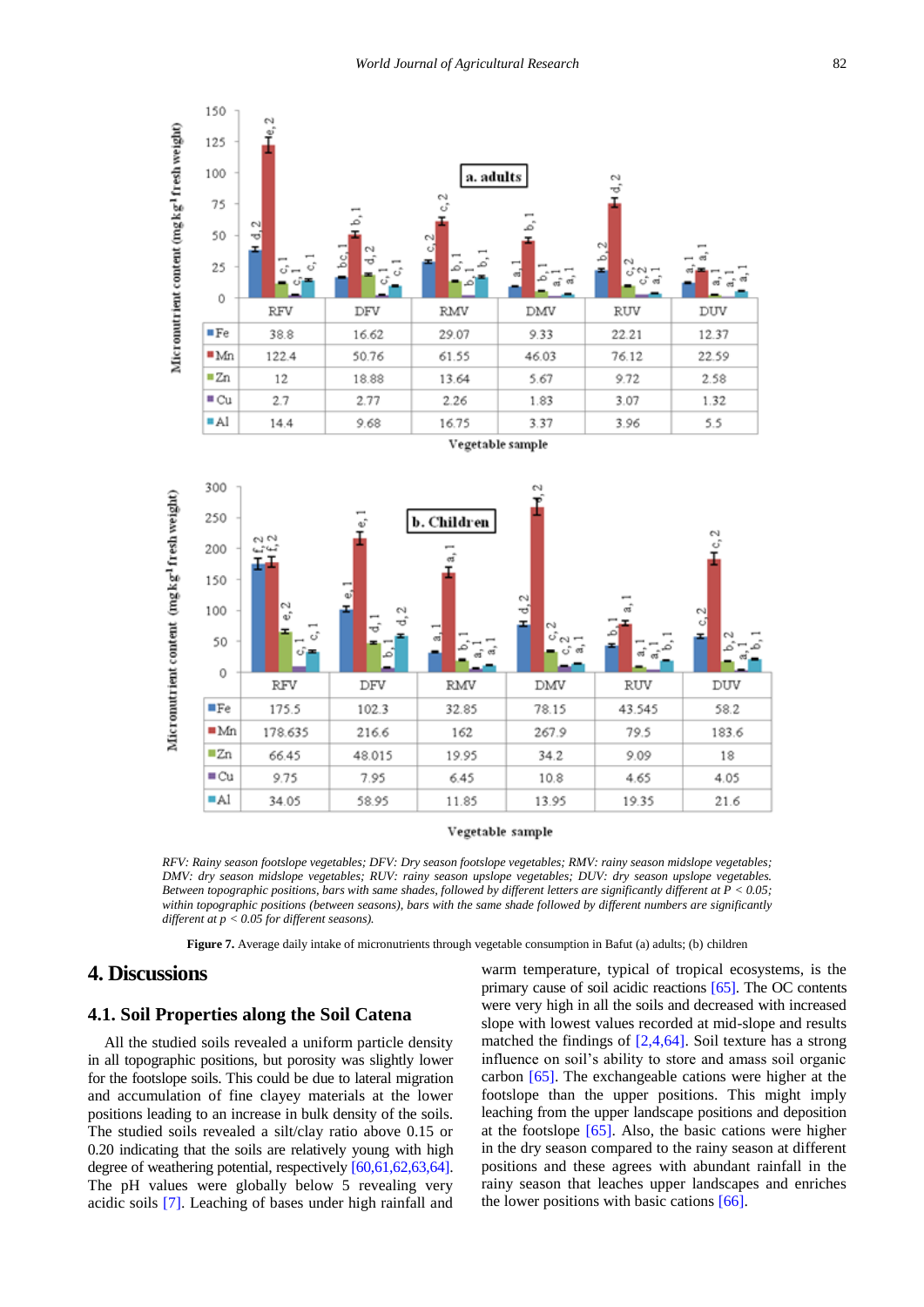| | RFV | DFV | RMV | DMV | RUV | DUV |
|---|---|---|---|---|---|---|
| Fe | 38.8 | 16.62 | 29.07 | 9.33 | 22.21 | 12.37 |
| Mn | 122.4 | 50.76 | 61.55 | 46.03 | 76.12 | 22.59 |
| Zn | 12 | 18.88 | 13.64 | 5.67 | 9.72 | 2.58 |
| Cu | 2.7 | 2.77 | 2.26 | 1.83 | 3.07 | 1.32 |
| Al | 14.4 | 9.68 | 16.75 | 3.37 | 3.96 | 5.5 |

| | RFV | DFV | RMV | DMV | RUV | DUV |
|---|---|---|---|---|---|---|
| Fe | 175.5 | 102.3 | 32.85 | 78.15 | 43.545 | 58.2 |
| Mn | 178.635 | 216.6 | 162 | 267.9 | 79.5 | 183.6 |
| Zn | 66.45 | 48.015 | 19.95 | 34.2 | 9.09 | 18 |
| Cu | 9.75 | 7.95 | 6.45 | 10.8 | 4.65 | 4.05 |
| Al | 34.05 | 58.95 | 11.85 | 13.95 | 19.35 | 21.6 |

*RFV: Rainy season footslope vegetables; DFV: Dry season footslope vegetables; RMV: rainy season midslope vegetables; DMV: dry season midslope vegetables; RUV: rainy season upslope vegetables; DUV: dry season upslope vegetables. Between topographic positions, bars with same shades, followed by different letters are significantly different at $P < 0.05$; within topographic positions (between seasons), bars with the same shade followed by different numbers are significantly different at $p < 0.05$ for different seasons).*

**Figure 7.** Average daily intake of micronutrients through vegetable consumption in Bafut (a) adults; (b) children

# 4. Discussions

## 4.1. Soil Properties along the Soil Catena

All the studied soils revealed a uniform particle density in all topographic positions, but porosity was slightly lower for the footslope soils. This could be due to lateral migration and accumulation of fine clayey materials at the lower positions leading to an increase in bulk density of the soils. The studied soils revealed a silt/clay ratio above 0.15 or 0.20 indicating that the soils are relatively young with high degree of weathering potential, respectively [60,61,62,63,64]. The pH values were globally below 5 revealing very acidic soils [7]. Leaching of bases under high rainfall and warm temperature, typical of tropical ecosystems, is the primary cause of soil acidic reactions [65]. The OC contents were very high in all the soils and decreased with increased slope with lowest values recorded at mid-slope and results matched the findings of [2,4,64]. Soil texture has a strong influence on soil's ability to store and amass soil organic carbon [65]. The exchangeable cations were higher at the footslope than the upper positions. This might imply leaching from the upper landscape positions and deposition at the footslope [65]. Also, the basic cations were higher in the dry season compared to the rainy season at different positions and these agrees with abundant rainfall in the rainy season that leaches upper landscapes and enriches the lower positions with basic cations [66].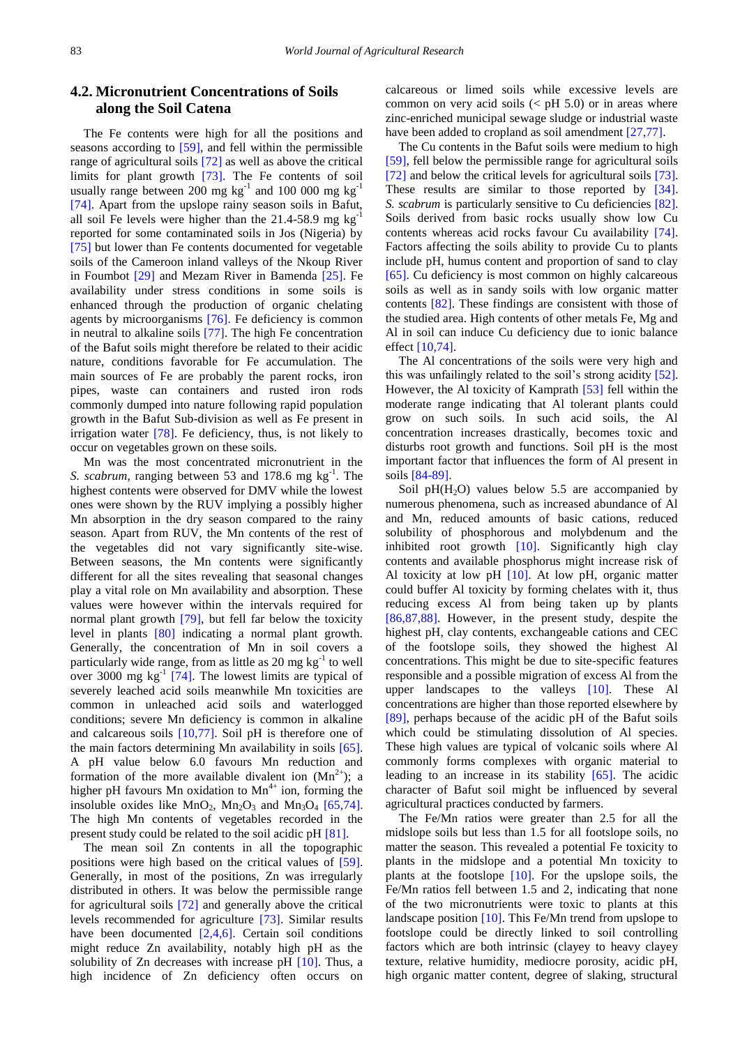## 4.2. Micronutrient Concentrations of Soils along the Soil Catena

The Fe contents were high for all the positions and seasons according to [59], and fell within the permissible range of agricultural soils [72] as well as above the critical limits for plant growth [73]. The Fe contents of soil usually range between 200 mg kg$^{-1}$ and 100 000 mg kg$^{-1}$ [74]. Apart from the upslope rainy season soils in Bafut, all soil Fe levels were higher than the 21.4-58.9 mg kg$^{-1}$ reported for some contaminated soils in Jos (Nigeria) by [75] but lower than Fe contents documented for vegetable soils of the Cameroon inland valleys of the Nkoup River in Foumbot [29] and Mezam River in Bamenda [25]. Fe availability under stress conditions in some soils is enhanced through the production of organic chelating agents by microorganisms [76]. Fe deficiency is common in neutral to alkaline soils [77]. The high Fe concentration of the Bafut soils might therefore be related to their acidic nature, conditions favorable for Fe accumulation. The main sources of Fe are probably the parent rocks, iron pipes, waste can containers and rusted iron rods commonly dumped into nature following rapid population growth in the Bafut Sub-division as well as Fe present in irrigation water [78]. Fe deficiency, thus, is not likely to occur on vegetables grown on these soils.

Mn was the most concentrated micronutrient in the *S. scabrum*, ranging between 53 and 178.6 mg kg$^{-1}$. The highest contents were observed for DMV while the lowest ones were shown by the RUV implying a possibly higher Mn absorption in the dry season compared to the rainy season. Apart from RUV, the Mn contents of the rest of the vegetables did not vary significantly site-wise. Between seasons, the Mn contents were significantly different for all the sites revealing that seasonal changes play a vital role on Mn availability and absorption. These values were however within the intervals required for normal plant growth [79], but fell far below the toxicity level in plants [80] indicating a normal plant growth. Generally, the concentration of Mn in soil covers a particularly wide range, from as little as 20 mg kg$^{-1}$ to well over 3000 mg kg$^{-1}$ [74]. The lowest limits are typical of severely leached acid soils meanwhile Mn toxicities are common in unleached acid soils and waterlogged conditions; severe Mn deficiency is common in alkaline and calcareous soils [10,77]. Soil pH is therefore one of the main factors determining Mn availability in soils [65]. A pH value below 6.0 favours Mn reduction and formation of the more available divalent ion ($Mn^{2+}$); a higher pH favours Mn oxidation to $Mn^{4+}$ ion, forming the insoluble oxides like $MnO_2$, $Mn_2O_3$ and $Mn_3O_4$ [65,74]. The high Mn contents of vegetables recorded in the present study could be related to the soil acidic pH [81].

The mean soil Zn contents in all the topographic positions were high based on the critical values of [59]. Generally, in most of the positions, Zn was irregularly distributed in others. It was below the permissible range for agricultural soils [72] and generally above the critical levels recommended for agriculture [73]. Similar results have been documented [2,4,6]. Certain soil conditions might reduce Zn availability, notably high pH as the solubility of Zn decreases with increase pH [10]. Thus, a high incidence of Zn deficiency often occurs on calcareous or limed soils while excessive levels are common on very acid soils (< pH 5.0) or in areas where zinc-enriched municipal sewage sludge or industrial waste have been added to cropland as soil amendment [27,77].

The Cu contents in the Bafut soils were medium to high [59], fell below the permissible range for agricultural soils [72] and below the critical levels for agricultural soils [73]. These results are similar to those reported by [34]. *S. scabrum* is particularly sensitive to Cu deficiencies [82]. Soils derived from basic rocks usually show low Cu contents whereas acid rocks favour Cu availability [74]. Factors affecting the soils ability to provide Cu to plants include pH, humus content and proportion of sand to clay [65]. Cu deficiency is most common on highly calcareous soils as well as in sandy soils with low organic matter contents [82]. These findings are consistent with those of the studied area. High contents of other metals Fe, Mg and Al in soil can induce Cu deficiency due to ionic balance effect [10,74].

The Al concentrations of the soils were very high and this was unfailingly related to the soil's strong acidity [52]. However, the Al toxicity of Kamprath [53] fell within the moderate range indicating that Al tolerant plants could grow on such soils. In such acid soils, the Al concentration increases drastically, becomes toxic and disturbs root growth and functions. Soil pH is the most important factor that influences the form of Al present in soils [84-89].

Soil pH($H_2O$) values below 5.5 are accompanied by numerous phenomena, such as increased abundance of Al and Mn, reduced amounts of basic cations, reduced solubility of phosphorous and molybdenum and the inhibited root growth [10]. Significantly high clay contents and available phosphorus might increase risk of Al toxicity at low pH [10]. At low pH, organic matter could buffer Al toxicity by forming chelates with it, thus reducing excess Al from being taken up by plants [86,87,88]. However, in the present study, despite the highest pH, clay contents, exchangeable cations and CEC of the footslope soils, they showed the highest Al concentrations. This might be due to site-specific features responsible and a possible migration of excess Al from the upper landscapes to the valleys [10]. These Al concentrations are higher than those reported elsewhere by [89], perhaps because of the acidic pH of the Bafut soils which could be stimulating dissolution of Al species. These high values are typical of volcanic soils where Al commonly forms complexes with organic material to leading to an increase in its stability [65]. The acidic character of Bafut soil might be influenced by several agricultural practices conducted by farmers.

The Fe/Mn ratios were greater than 2.5 for all the midslope soils but less than 1.5 for all footslope soils, no matter the season. This revealed a potential Fe toxicity to plants in the midslope and a potential Mn toxicity to plants at the footslope [10]. For the upslope soils, the Fe/Mn ratios fell between 1.5 and 2, indicating that none of the two micronutrients were toxic to plants at this landscape position [10]. This Fe/Mn trend from upslope to footslope could be directly linked to soil controlling factors which are both intrinsic (clayey to heavy clayey texture, relative humidity, mediocre porosity, acidic pH, high organic matter content, degree of slaking, structural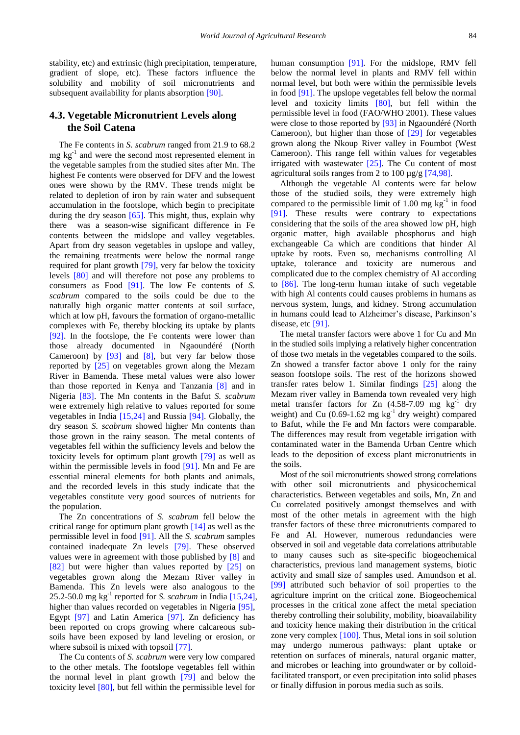stability, etc) and extrinsic (high precipitation, temperature, gradient of slope, etc). These factors influence the solubility and mobility of soil micronutrients and subsequent availability for plants absorption [90].

### 4.3. Vegetable Micronutrient Levels along the Soil Catena

The Fe contents in *S. scabrum* ranged from 21.9 to 68.2 mg kg$^{-1}$ and were the second most represented element in the vegetable samples from the studied sites after Mn. The highest Fe contents were observed for DFV and the lowest ones were shown by the RMV. These trends might be related to depletion of iron by rain water and subsequent accumulation in the footslope, which begin to precipitate during the dry season [65]. This might, thus, explain why there was a season-wise significant difference in Fe contents between the midslope and valley vegetables. Apart from dry season vegetables in upslope and valley, the remaining treatments were below the normal range required for plant growth [79], very far below the toxicity levels [80] and will therefore not pose any problems to consumers as Food [91]. The low Fe contents of *S. scabrum* compared to the soils could be due to the naturally high organic matter contents at soil surface, which at low pH, favours the formation of organo-metallic complexes with Fe, thereby blocking its uptake by plants [92]. In the footslope, the Fe contents were lower than those already documented in Ngaoundéré (North Cameroon) by [93] and [8], but very far below those reported by [25] on vegetables grown along the Mezam River in Bamenda. These metal values were also lower than those reported in Kenya and Tanzania [8] and in Nigeria [83]. The Mn contents in the Bafut *S. scabrum* were extremely high relative to values reported for some vegetables in India [15,24] and Russia [94]. Globally, the dry season *S. scabrum* showed higher Mn contents than those grown in the rainy season. The metal contents of vegetables fell within the sufficiency levels and below the toxicity levels for optimum plant growth [79] as well as within the permissible levels in food [91]. Mn and Fe are essential mineral elements for both plants and animals, and the recorded levels in this study indicate that the vegetables constitute very good sources of nutrients for the population.

The Zn concentrations of *S. scabrum* fell below the critical range for optimum plant growth [14] as well as the permissible level in food [91]. All the *S. scabrum* samples contained inadequate Zn levels [79]. These observed values were in agreement with those published by [8] and [82] but were higher than values reported by [25] on vegetables grown along the Mezam River valley in Bamenda. This Zn levels were also analogous to the 25.2-50.0 mg kg$^{-1}$ reported for *S. scabrum* in India [15,24], higher than values recorded on vegetables in Nigeria [95], Egypt [97] and Latin America [97]. Zn deficiency has been reported on crops growing where calcareous sub-soils have been exposed by land leveling or erosion, or where subsoil is mixed with topsoil [77].

The Cu contents of *S. scabrum* were very low compared to the other metals. The footslope vegetables fell within the normal level in plant growth [79] and below the toxicity level [80], but fell within the permissible level for human consumption [91]. For the midslope, RMV fell below the normal level in plants and RMV fell within normal level, but both were within the permissible levels in food [91]. The upslope vegetables fell below the normal level and toxicity limits [80], but fell within the permissible level in food (FAO/WHO 2001). These values were close to those reported by [93] in Ngaoundéré (North Cameroon), but higher than those of [29] for vegetables grown along the Nkoup River valley in Foumbot (West Cameroon). This range fell within values for vegetables irrigated with wastewater [25]. The Cu content of most agricultural soils ranges from 2 to 100 µg/g [74,98].

Although the vegetable Al contents were far below those of the studied soils, they were extremely high compared to the permissible limit of 1.00 mg kg$^{-1}$ in food [91]. These results were contrary to expectations considering that the soils of the area showed low pH, high organic matter, high available phosphorus and high exchangeable Ca which are conditions that hinder Al uptake by roots. Even so, mechanisms controlling Al uptake, tolerance and toxicity are numerous and complicated due to the complex chemistry of Al according to [86]. The long-term human intake of such vegetable with high Al contents could causes problems in humans as nervous system, lungs, and kidney. Strong accumulation in humans could lead to Alzheimer's disease, Parkinson's disease, etc [91].

The metal transfer factors were above 1 for Cu and Mn in the studied soils implying a relatively higher concentration of those two metals in the vegetables compared to the soils. Zn showed a transfer factor above 1 only for the rainy season footslope soils. The rest of the horizons showed transfer rates below 1. Similar findings [25] along the Mezam river valley in Bamenda town revealed very high metal transfer factors for Zn (4.58-7.09 mg kg$^{-1}$ dry weight) and Cu (0.69-1.62 mg kg$^{-1}$ dry weight) compared to Bafut, while the Fe and Mn factors were comparable. The differences may result from vegetable irrigation with contaminated water in the Bamenda Urban Centre which leads to the deposition of excess plant micronutrients in the soils.

Most of the soil micronutrients showed strong correlations with other soil micronutrients and physicochemical characteristics. Between vegetables and soils, Mn, Zn and Cu correlated positively amongst themselves and with most of the other metals in agreement with the high transfer factors of these three micronutrients compared to Fe and Al. However, numerous redundancies were observed in soil and vegetable data correlations attributable to many causes such as site-specific biogeochemical characteristics, previous land management systems, biotic activity and small size of samples used. Amundson et al. [99] attributed such behavior of soil properties to the agriculture imprint on the critical zone. Biogeochemical processes in the critical zone affect the metal speciation thereby controlling their solubility, mobility, bioavailability and toxicity hence making their distribution in the critical zone very complex [100]. Thus, Metal ions in soil solution may undergo numerous pathways: plant uptake or retention on surfaces of minerals, natural organic matter, and microbes or leaching into groundwater or by colloid-facilitated transport, or even precipitation into solid phases or finally diffusion in porous media such as soils.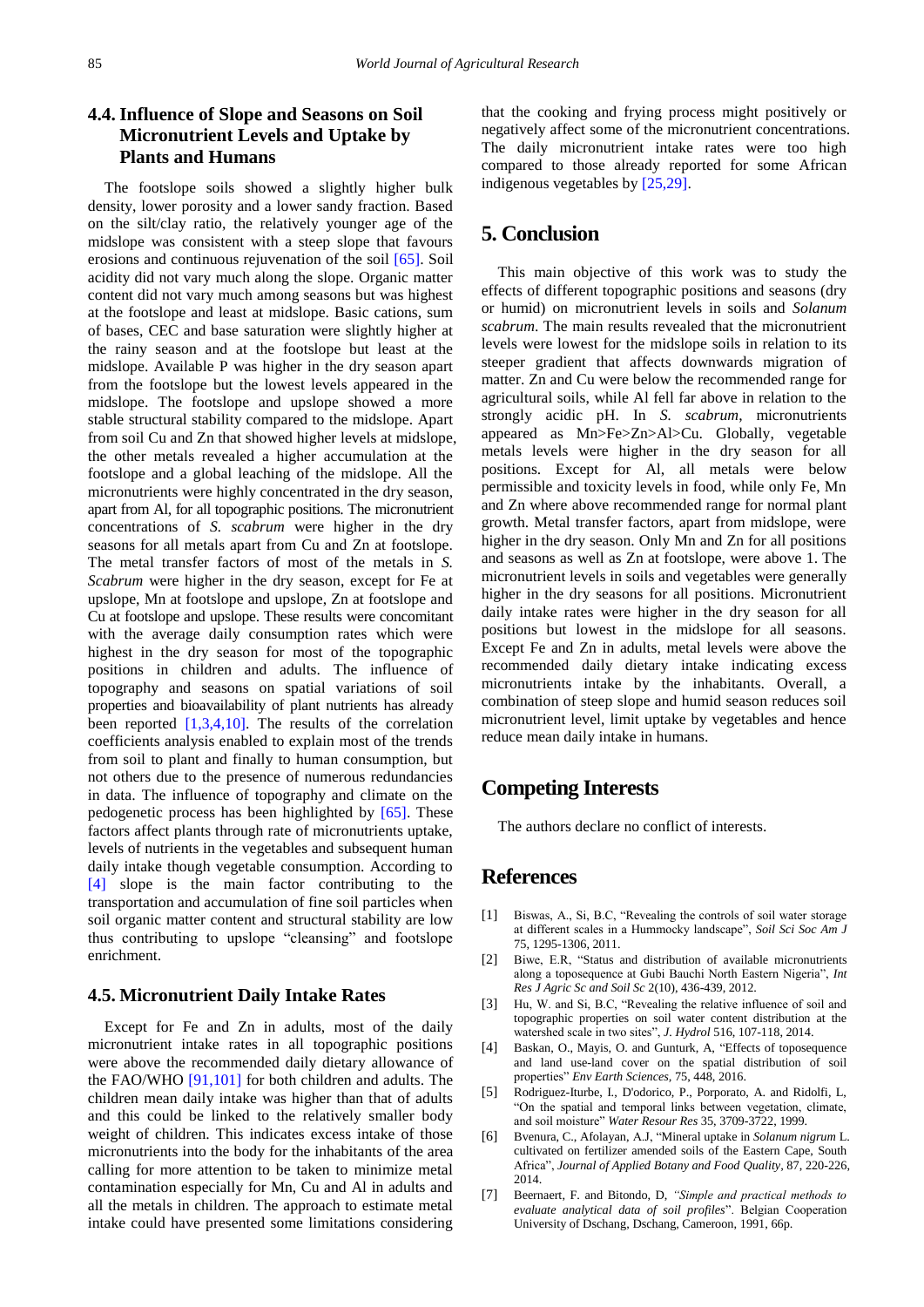## 4.4. Influence of Slope and Seasons on Soil Micronutrient Levels and Uptake by Plants and Humans

The footslope soils showed a slightly higher bulk density, lower porosity and a lower sandy fraction. Based on the silt/clay ratio, the relatively younger age of the midslope was consistent with a steep slope that favours erosions and continuous rejuvenation of the soil [65]. Soil acidity did not vary much along the slope. Organic matter content did not vary much among seasons but was highest at the footslope and least at midslope. Basic cations, sum of bases, CEC and base saturation were slightly higher at the rainy season and at the footslope but least at the midslope. Available P was higher in the dry season apart from the footslope but the lowest levels appeared in the midslope. The footslope and upslope showed a more stable structural stability compared to the midslope. Apart from soil Cu and Zn that showed higher levels at midslope, the other metals revealed a higher accumulation at the footslope and a global leaching of the midslope. All the micronutrients were highly concentrated in the dry season, apart from Al, for all topographic positions. The micronutrient concentrations of *S. scabrum* were higher in the dry seasons for all metals apart from Cu and Zn at footslope. The metal transfer factors of most of the metals in *S. Scabrum* were higher in the dry season, except for Fe at upslope, Mn at footslope and upslope, Zn at footslope and Cu at footslope and upslope. These results were concomitant with the average daily consumption rates which were highest in the dry season for most of the topographic positions in children and adults. The influence of topography and seasons on spatial variations of soil properties and bioavailability of plant nutrients has already been reported [1,3,4,10]. The results of the correlation coefficients analysis enabled to explain most of the trends from soil to plant and finally to human consumption, but not others due to the presence of numerous redundancies in data. The influence of topography and climate on the pedogenetic process has been highlighted by [65]. These factors affect plants through rate of micronutrients uptake, levels of nutrients in the vegetables and subsequent human daily intake though vegetable consumption. According to [4] slope is the main factor contributing to the transportation and accumulation of fine soil particles when soil organic matter content and structural stability are low thus contributing to upslope "cleansing" and footslope enrichment.

## 4.5. Micronutrient Daily Intake Rates

Except for Fe and Zn in adults, most of the daily micronutrient intake rates in all topographic positions were above the recommended daily dietary allowance of the FAO/WHO [91,101] for both children and adults. The children mean daily intake was higher than that of adults and this could be linked to the relatively smaller body weight of children. This indicates excess intake of those micronutrients into the body for the inhabitants of the area calling for more attention to be taken to minimize metal contamination especially for Mn, Cu and Al in adults and all the metals in children. The approach to estimate metal intake could have presented some limitations considering that the cooking and frying process might positively or negatively affect some of the micronutrient concentrations. The daily micronutrient intake rates were too high compared to those already reported for some African indigenous vegetables by [25,29].

# 5. Conclusion

This main objective of this work was to study the effects of different topographic positions and seasons (dry or humid) on micronutrient levels in soils and *Solanum scabrum*. The main results revealed that the micronutrient levels were lowest for the midslope soils in relation to its steeper gradient that affects downwards migration of matter. Zn and Cu were below the recommended range for agricultural soils, while Al fell far above in relation to the strongly acidic pH. In *S. scabrum*, micronutrients appeared as Mn>Fe>Zn>Al>Cu. Globally, vegetable metals levels were higher in the dry season for all positions. Except for Al, all metals were below permissible and toxicity levels in food, while only Fe, Mn and Zn where above recommended range for normal plant growth. Metal transfer factors, apart from midslope, were higher in the dry season. Only Mn and Zn for all positions and seasons as well as Zn at footslope, were above 1. The micronutrient levels in soils and vegetables were generally higher in the dry seasons for all positions. Micronutrient daily intake rates were higher in the dry season for all positions but lowest in the midslope for all seasons. Except Fe and Zn in adults, metal levels were above the recommended daily dietary intake indicating excess micronutrients intake by the inhabitants. Overall, a combination of steep slope and humid season reduces soil micronutrient level, limit uptake by vegetables and hence reduce mean daily intake in humans.

# Competing Interests

The authors declare no conflict of interests.

# References

[1] Biswas, A., Si, B.C, "Revealing the controls of soil water storage at different scales in a Hummocky landscape", *Soil Sci Soc Am J* 75, 1295-1306, 2011.

[2] Biwe, E.R, "Status and distribution of available micronutrients along a toposequence at Gubi Bauchi North Eastern Nigeria", *Int Res J Agric Sc and Soil Sc* 2(10), 436-439, 2012.

[3] Hu, W. and Si, B.C, "Revealing the relative influence of soil and topographic properties on soil water content distribution at the watershed scale in two sites", *J. Hydrol* 516, 107-118, 2014.

[4] Baskan, O., Mayis, O. and Gunturk, A, "Effects of toposequence and land use-land cover on the spatial distribution of soil properties" *Env Earth Sciences*, 75, 448, 2016.

[5] Rodriguez-Iturbe, I., D'odorico, P., Porporato, A. and Ridolfi, L, "On the spatial and temporal links between vegetation, climate, and soil moisture" *Water Resour Res* 35, 3709-3722, 1999.

[6] Bvenura, C., Afolayan, A.J, "Mineral uptake in *Solanum nigrum* L. cultivated on fertilizer amended soils of the Eastern Cape, South Africa", *Journal of Applied Botany and Food Quality*, 87, 220-226, 2014.

[7] Beernaert, F. and Bitondo, D, *"Simple and practical methods to evaluate analytical data of soil profiles"*. Belgian Cooperation University of Dschang, Dschang, Cameroon, 1991, 66p.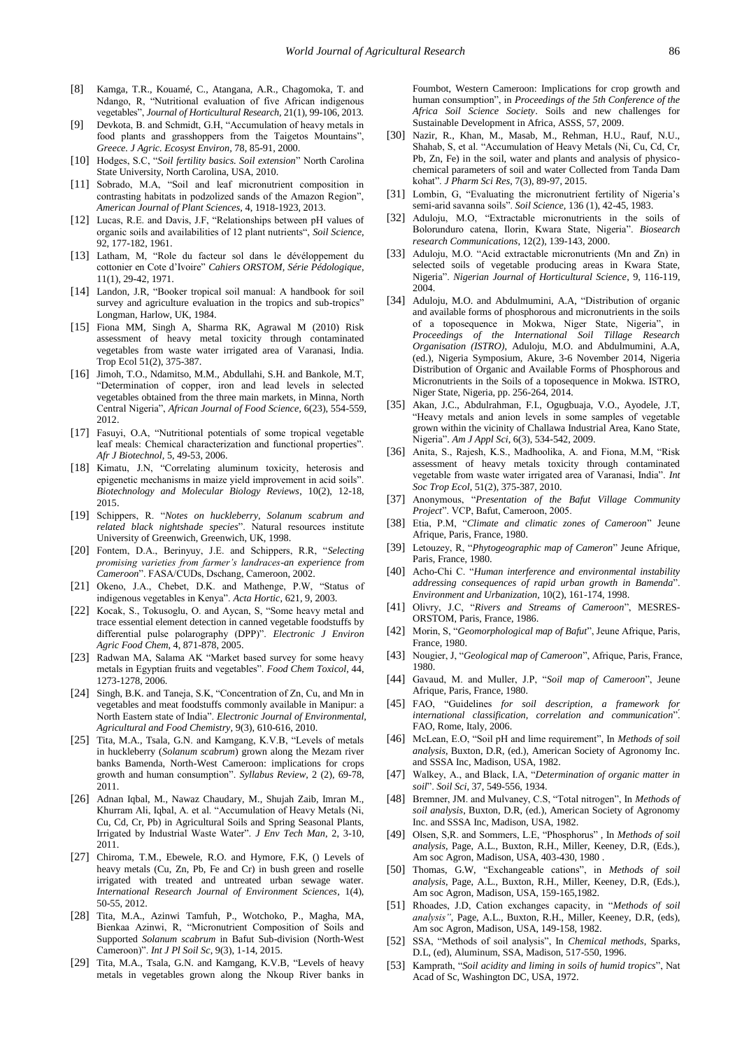[8] Kamga, T.R., Kouamé, C., Atangana, A.R., Chagomoka, T. and Ndango, R, "Nutritional evaluation of five African indigenous vegetables", *Journal of Horticultural Research*, 21(1), 99-106, 2013.

[9] Devkota, B. and Schmidt, G.H, "Accumulation of heavy metals in food plants and grasshoppers from the Taigetos Mountains", *Greece. J Agric. Ecosyst Environ*, 78, 85-91, 2000.

[10] Hodges, S.C, "*Soil fertility basics. Soil extension*" North Carolina State University, North Carolina, USA, 2010.

[11] Sobrado, M.A, "Soil and leaf micronutrient composition in contrasting habitats in podzolized sands of the Amazon Region", *American Journal of Plant Sciences*, 4, 1918-1923, 2013.

[12] Lucas, R.E. and Davis, J.F, "Relationships between pH values of organic soils and availabilities of 12 plant nutrients", *Soil Science*, 92, 177-182, 1961.

[13] Latham, M, "Role du facteur sol dans le dévéloppement du cottonier en Cote d'Ivoire" *Cahiers ORSTOM, Série Pédologique*, 11(1), 29-42, 1971.

[14] Landon, J.R, "Booker tropical soil manual: A handbook for soil survey and agriculture evaluation in the tropics and sub-tropics" Longman, Harlow, UK, 1984.

[15] Fiona MM, Singh A, Sharma RK, Agrawal M (2010) Risk assessment of heavy metal toxicity through contaminated vegetables from waste water irrigated area of Varanasi, India. Trop Ecol 51(2), 375-387.

[16] Jimoh, T.O., Ndamitso, M.M., Abdullahi, S.H. and Bankole, M.T, "Determination of copper, iron and lead levels in selected vegetables obtained from the three main markets, in Minna, North Central Nigeria", *African Journal of Food Science*, 6(23), 554-559, 2012.

[17] Fasuyi, O.A, "Nutritional potentials of some tropical vegetable leaf meals: Chemical characterization and functional properties". *Afr J Biotechnol*, 5, 49-53, 2006.

[18] Kimatu, J.N, "Correlating aluminum toxicity, heterosis and epigenetic mechanisms in maize yield improvement in acid soils". *Biotechnology and Molecular Biology Reviews*, 10(2), 12-18, 2015.

[19] Schippers, R. "*Notes on huckleberry, Solanum scabrum and related black nightshade species*". Natural resources institute University of Greenwich, Greenwich, UK, 1998.

[20] Fontem, D.A., Berinyuy, J.E. and Schippers, R.R, "*Selecting promising varieties from farmer's landraces-an experience from Cameroon*". FASA/CUDs, Dschang, Cameroon, 2002.

[21] Okeno, J.A., Chebet, D.K. and Mathenge, P.W, "Status of indigenous vegetables in Kenya". *Acta Hortic*, 621, 9, 2003.

[22] Kocak, S., Tokusoglu, O. and Aycan, S, "Some heavy metal and trace essential element detection in canned vegetable foodstuffs by differential pulse polarography (DPP)". *Electronic J Environ Agric Food Chem*, 4, 871-878, 2005.

[23] Radwan MA, Salama AK "Market based survey for some heavy metals in Egyptian fruits and vegetables". *Food Chem Toxicol*, 44, 1273-1278, 2006.

[24] Singh, B.K. and Taneja, S.K, "Concentration of Zn, Cu, and Mn in vegetables and meat foodstuffs commonly available in Manipur: a North Eastern state of India". *Electronic Journal of Environmental, Agricultural and Food Chemistry*, 9(3), 610-616, 2010.

[25] Tita, M.A., Tsala, G.N. and Kamgang, K.V.B, "Levels of metals in huckleberry (*Solanum scabrum*) grown along the Mezam river banks Bamenda, North-West Cameroon: implications for crops growth and human consumption". *Syllabus Review*, 2 (2), 69-78, 2011.

[26] Adnan Iqbal, M., Nawaz Chaudary, M., Shujah Zaib, Imran M., Khurram Ali, Iqbal, A. et al. "Accumulation of Heavy Metals (Ni, Cu, Cd, Cr, Pb) in Agricultural Soils and Spring Seasonal Plants, Irrigated by Industrial Waste Water". *J Env Tech Man*, 2, 3-10, 2011.

[27] Chiroma, T.M., Ebewele, R.O. and Hymore, F.K, () Levels of heavy metals (Cu, Zn, Pb, Fe and Cr) in bush green and roselle irrigated with treated and untreated urban sewage water. *International Research Journal of Environment Sciences*, 1(4), 50-55, 2012.

[28] Tita, M.A., Azinwi Tamfuh, P., Wotchoko, P., Magha, MA, Bienkaa Azinwi, R, "Micronutrient Composition of Soils and Supported *Solanum scabrum* in Bafut Sub-division (North-West Cameroon)". *Int J Pl Soil Sc*, 9(3), 1-14, 2015.

[29] Tita, M.A., Tsala, G.N. and Kamgang, K.V.B, "Levels of heavy metals in vegetables grown along the Nkoup River banks in Foumbot, Western Cameroon: Implications for crop growth and human consumption", in *Proceedings of the 5th Conference of the Africa Soil Science Society*. Soils and new challenges for Sustainable Development in Africa, ASSS, 57, 2009.

[30] Nazir, R., Khan, M., Masab, M., Rehman, H.U., Rauf, N.U., Shahab, S, et al. "Accumulation of Heavy Metals (Ni, Cu, Cd, Cr, Pb, Zn, Fe) in the soil, water and plants and analysis of physico-chemical parameters of soil and water Collected from Tanda Dam kohat". *J Pharm Sci Res*, 7(3), 89-97, 2015.

[31] Lombin, G, "Evaluating the micronutrient fertility of Nigeria's semi-arid savanna soils". *Soil Science*, 136 (1), 42-45, 1983.

[32] Aduloju, M.O, "Extractable micronutrients in the soils of Bolorunduro catena, Ilorin, Kwara State, Nigeria". *Biosearch research Communications*, 12(2), 139-143, 2000.

[33] Aduloju, M.O. "Acid extractable micronutrients (Mn and Zn) in selected soils of vegetable producing areas in Kwara State, Nigeria". *Nigerian Journal of Horticultural Science*, 9, 116-119, 2004.

[34] Aduloju, M.O. and Abdulmumini, A.A, "Distribution of organic and available forms of phosphorous and micronutrients in the soils of a toposequence in Mokwa, Niger State, Nigeria", in *Proceedings of the International Soil Tillage Research Organisation (ISTRO)*, Aduloju, M.O. and Abdulmumini, A.A, (ed.), Nigeria Symposium, Akure, 3-6 November 2014, Nigeria Distribution of Organic and Available Forms of Phosphorous and Micronutrients in the Soils of a toposequence in Mokwa. ISTRO, Niger State, Nigeria, pp. 256-264, 2014.

[35] Akan, J.C., Abdulrahman, F.I., Ogugbuaja, V.O., Ayodele, J.T, "Heavy metals and anion levels in some samples of vegetable grown within the vicinity of Challawa Industrial Area, Kano State, Nigeria". *Am J Appl Sci*, 6(3), 534-542, 2009.

[36] Anita, S., Rajesh, K.S., Madhoolika, A. and Fiona, M.M, "Risk assessment of heavy metals toxicity through contaminated vegetable from waste water irrigated area of Varanasi, India". *Int Soc Trop Ecol*, 51(2), 375-387, 2010.

[37] Anonymous, "*Presentation of the Bafut Village Community Project*". VCP, Bafut, Cameroon, 2005.

[38] Etia, P.M, "*Climate and climatic zones of Cameroon*" Jeune Afrique, Paris, France, 1980.

[39] Letouzey, R, "*Phytogeographic map of Cameron*" Jeune Afrique, Paris, France, 1980.

[40] Acho-Chi C. "*Human interference and environmental instability addressing consequences of rapid urban growth in Bamenda*". *Environment and Urbanization*, 10(2), 161-174, 1998.

[41] Olivry, J.C, "*Rivers and Streams of Cameroon*", MESRES-ORSTOM, Paris, France, 1986.

[42] Morin, S, "*Geomorphological map of Bafut*", Jeune Afrique, Paris, France, 1980.

[43] Nougier, J, "*Geological map of Cameroon*", Afrique, Paris, France, 1980.

[44] Gavaud, M. and Muller, J.P, "*Soil map of Cameroon*", Jeune Afrique, Paris, France, 1980.

[45] FAO, "Guidelines *for soil description, a framework for international classification, correlation and communication*". FAO, Rome, Italy, 2006.

[46] McLean, E.O, "Soil pH and lime requirement", In *Methods of soil analysis*, Buxton, D.R, (ed.), American Society of Agronomy Inc. and SSSA Inc, Madison, USA, 1982.

[47] Walkey, A., and Black, I.A, "*Determination of organic matter in soil*". *Soil Sci*, 37, 549-556, 1934.

[48] Bremner, JM. and Mulvaney, C.S, "Total nitrogen", In *Methods of soil analysis*, Buxton, D.R, (ed.), American Society of Agronomy Inc. and SSSA Inc, Madison, USA, 1982.

[49] Olsen, S,R. and Sommers, L.E, "Phosphorus" , In *Methods of soil analysis*, Page, A.L., Buxton, R.H., Miller, Keeney, D.R, (Eds.), Am soc Agron, Madison, USA, 403-430, 1980 .

[50] Thomas, G.W, "Exchangeable cations", in *Methods of soil analysis*, Page, A.L., Buxton, R.H., Miller, Keeney, D.R, (Eds.), Am soc Agron, Madison, USA, 159-165,1982.

[51] Rhoades, J.D, Cation exchanges capacity, in "*Methods of soil analysis"*, Page, A.L., Buxton, R.H., Miller, Keeney, D.R, (eds), Am soc Agron, Madison, USA, 149-158, 1982.

[52] SSA, "Methods of soil analysis", In *Chemical methods*, Sparks, D.L, (ed), Aluminum, SSA, Madison, 517-550, 1996.

[53] Kamprath, "*Soil acidity and liming in soils of humid tropics*", Nat Acad of Sc, Washington DC, USA, 1972.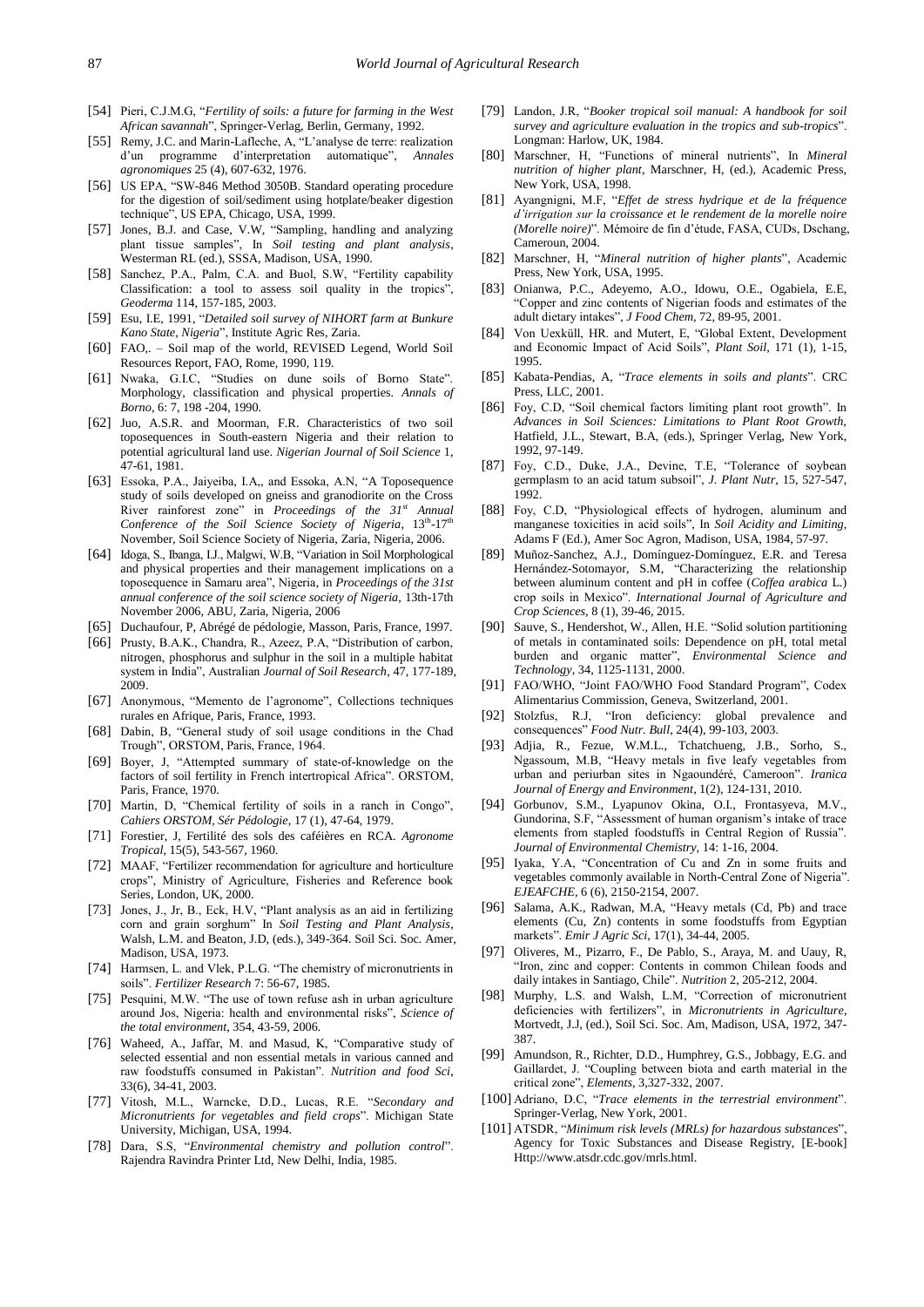[54] Pieri, C.J.M.G, "*Fertility of soils: a future for farming in the West African savannah*", Springer-Verlag, Berlin, Germany, 1992.

[55] Remy, J.C. and Marin-Lafleche, A, "L'analyse de terre: realization d'un programme d'interpretation automatique", *Annales agronomiques* 25 (4), 607-632, 1976.

[56] US EPA, "SW-846 Method 3050B. Standard operating procedure for the digestion of soil/sediment using hotplate/beaker digestion technique", US EPA, Chicago, USA, 1999.

[57] Jones, B.J. and Case, V.W, "Sampling, handling and analyzing plant tissue samples", In *Soil testing and plant analysis*, Westerman RL (ed.), SSSA, Madison, USA, 1990.

[58] Sanchez, P.A., Palm, C.A. and Buol, S.W, "Fertility capability Classification: a tool to assess soil quality in the tropics", *Geoderma* 114, 157-185, 2003.

[59] Esu, I.E, 1991, "*Detailed soil survey of NIHORT farm at Bunkure Kano State, Nigeria*", Institute Agric Res, Zaria.

[60] FAO,. – Soil map of the world, REVISED Legend, World Soil Resources Report, FAO, Rome, 1990, 119.

[61] Nwaka, G.I.C, "Studies on dune soils of Borno State". Morphology, classification and physical properties. *Annals of Borno*, 6: 7, 198 -204, 1990.

[62] Juo, A.S.R. and Moorman, F.R. Characteristics of two soil toposequences in South-eastern Nigeria and their relation to potential agricultural land use. *Nigerian Journal of Soil Science* 1, 47-61, 1981.

[63] Essoka, P.A., Jaiyeiba, I.A,, and Essoka, A.N, "A Toposequence study of soils developed on gneiss and granodiorite on the Cross River rainforest zone" in *Proceedings of the 31st Annual Conference of the Soil Science Society of Nigeria*, 13th-17th November, Soil Science Society of Nigeria, Zaria, Nigeria, 2006.

[64] Idoga, S., Ibanga, I.J., Malgwi, W.B, "Variation in Soil Morphological and physical properties and their management implications on a toposequence in Samaru area", Nigeria, in *Proceedings of the 31st annual conference of the soil science society of Nigeria*, 13th-17th November 2006, ABU, Zaria, Nigeria, 2006

[65] Duchaufour, P, Abrégé de pédologie, Masson, Paris, France, 1997.

[66] Prusty, B.A.K., Chandra, R., Azeez, P.A, "Distribution of carbon, nitrogen, phosphorus and sulphur in the soil in a multiple habitat system in India", Australian *Journal of Soil Research*, 47, 177-189, 2009.

[67] Anonymous, "Memento de l'agronome", Collections techniques rurales en Afrique, Paris, France, 1993.

[68] Dabin, B, "General study of soil usage conditions in the Chad Trough", ORSTOM, Paris, France, 1964.

[69] Boyer, J, "Attempted summary of state-of-knowledge on the factors of soil fertility in French intertropical Africa". ORSTOM, Paris, France, 1970.

[70] Martin, D, "Chemical fertility of soils in a ranch in Congo", *Cahiers ORSTOM, Sér Pédologie*, 17 (1), 47-64, 1979.

[71] Forestier, J, Fertilité des sols des caféières en RCA. *Agronome Tropical*, 15(5), 543-567, 1960.

[72] MAAF, "Fertilizer recommendation for agriculture and horticulture crops", Ministry of Agriculture, Fisheries and Reference book Series, London, UK, 2000.

[73] Jones, J., Jr, B., Eck, H.V, "Plant analysis as an aid in fertilizing corn and grain sorghum" In *Soil Testing and Plant Analysis*, Walsh, L.M. and Beaton, J.D, (eds.), 349-364. Soil Sci. Soc. Amer, Madison, USA, 1973.

[74] Harmsen, L. and Vlek, P.L.G. "The chemistry of micronutrients in soils". *Fertilizer Research* 7: 56-67, 1985.

[75] Pesquini, M.W. "The use of town refuse ash in urban agriculture around Jos, Nigeria: health and environmental risks", *Science of the total environment*, 354, 43-59, 2006.

[76] Waheed, A., Jaffar, M. and Masud, K, "Comparative study of selected essential and non essential metals in various canned and raw foodstuffs consumed in Pakistan". *Nutrition and food Sci*, 33(6), 34-41, 2003.

[77] Vitosh, M.L., Warncke, D.D., Lucas, R.E. "*Secondary and Micronutrients for vegetables and field crops*". Michigan State University, Michigan, USA, 1994.

[78] Dara, S.S, "*Environmental chemistry and pollution control*". Rajendra Ravindra Printer Ltd, New Delhi, India, 1985.

[79] Landon, J.R, "*Booker tropical soil manual: A handbook for soil survey and agriculture evaluation in the tropics and sub-tropics*". Longman: Harlow, UK, 1984.

[80] Marschner, H, "Functions of mineral nutrients", In *Mineral nutrition of higher plant*, Marschner, H, (ed.), Academic Press, New York, USA, 1998.

[81] Ayangnigni, M.F, "*Effet de stress hydrique et de la fréquence d'irrigation sur la croissance et le rendement de la morelle noire (Morelle noire)*". Mémoire de fin d'étude, FASA, CUDs, Dschang, Cameroun, 2004.

[82] Marschner, H, "*Mineral nutrition of higher plants*", Academic Press, New York, USA, 1995.

[83] Onianwa, P.C., Adeyemo, A.O., Idowu, O.E., Ogabiela, E.E, "Copper and zinc contents of Nigerian foods and estimates of the adult dietary intakes", *J Food Chem*, 72, 89-95, 2001.

[84] Von Uexküll, HR. and Mutert, E, "Global Extent, Development and Economic Impact of Acid Soils", *Plant Soil*, 171 (1), 1-15, 1995.

[85] Kabata-Pendias, A, "*Trace elements in soils and plants*". CRC Press, LLC, 2001.

[86] Foy, C.D, "Soil chemical factors limiting plant root growth". In *Advances in Soil Sciences: Limitations to Plant Root Growth*, Hatfield, J.L., Stewart, B.A, (eds.), Springer Verlag, New York, 1992, 97-149.

[87] Foy, C.D., Duke, J.A., Devine, T.E, "Tolerance of soybean germplasm to an acid tatum subsoil", *J. Plant Nutr*, 15, 527-547, 1992.

[88] Foy, C.D, "Physiological effects of hydrogen, aluminum and manganese toxicities in acid soils", In *Soil Acidity and Limiting*, Adams F (Ed.), Amer Soc Agron, Madison, USA, 1984, 57-97.

[89] Muñoz-Sanchez, A.J., Domínguez-Domínguez, E.R. and Teresa Hernández-Sotomayor, S.M, "Characterizing the relationship between aluminum content and pH in coffee (*Coffea arabica* L.) crop soils in Mexico". *International Journal of Agriculture and Crop Sciences*, 8 (1), 39-46, 2015.

[90] Sauve, S., Hendershot, W., Allen, H.E. "Solid solution partitioning of metals in contaminated soils: Dependence on pH, total metal burden and organic matter", *Environmental Science and Technology*, 34, 1125-1131, 2000.

[91] FAO/WHO, "Joint FAO/WHO Food Standard Program", Codex Alimentarius Commission, Geneva, Switzerland, 2001.

[92] Stolzfus, R.J, "Iron deficiency: global prevalence and consequences" *Food Nutr. Bull*, 24(4), 99-103, 2003.

[93] Adjia, R., Fezue, W.M.L., Tchatchueng, J.B., Sorho, S., Ngassoum, M.B, "Heavy metals in five leafy vegetables from urban and periurban sites in Ngaoundéré, Cameroon". *Iranica Journal of Energy and Environment*, 1(2), 124-131, 2010.

[94] Gorbunov, S.M., Lyapunov Okina, O.I., Frontasyeva, M.V., Gundorina, S.F, "Assessment of human organism's intake of trace elements from stapled foodstuffs in Central Region of Russia". *Journal of Environmental Chemistry*, 14: 1-16, 2004.

[95] Iyaka, Y.A, "Concentration of Cu and Zn in some fruits and vegetables commonly available in North-Central Zone of Nigeria". *EJEAFCHE*, 6 (6), 2150-2154, 2007.

[96] Salama, A.K., Radwan, M.A, "Heavy metals (Cd, Pb) and trace elements (Cu, Zn) contents in some foodstuffs from Egyptian markets". *Emir J Agric Sci*, 17(1), 34-44, 2005.

[97] Oliveres, M., Pizarro, F., De Pablo, S., Araya, M. and Uauy, R, "Iron, zinc and copper: Contents in common Chilean foods and daily intakes in Santiago, Chile". *Nutrition* 2, 205-212, 2004.

[98] Murphy, L.S. and Walsh, L.M, "Correction of micronutrient deficiencies with fertilizers", in *Micronutrients in Agriculture*, Mortvedt, J.J, (ed.), Soil Sci. Soc. Am, Madison, USA, 1972, 347-387.

[99] Amundson, R., Richter, D.D., Humphrey, G.S., Jobbagy, E.G. and Gaillardet, J. "Coupling between biota and earth material in the critical zone", *Elements*, 3,327-332, 2007.

[100] Adriano, D.C, "*Trace elements in the terrestrial environment*". Springer-Verlag, New York, 2001.

[101] ATSDR, "*Minimum risk levels (MRLs) for hazardous substances*", Agency for Toxic Substances and Disease Registry, [E-book] Http://www.atsdr.cdc.gov/mrls.html.